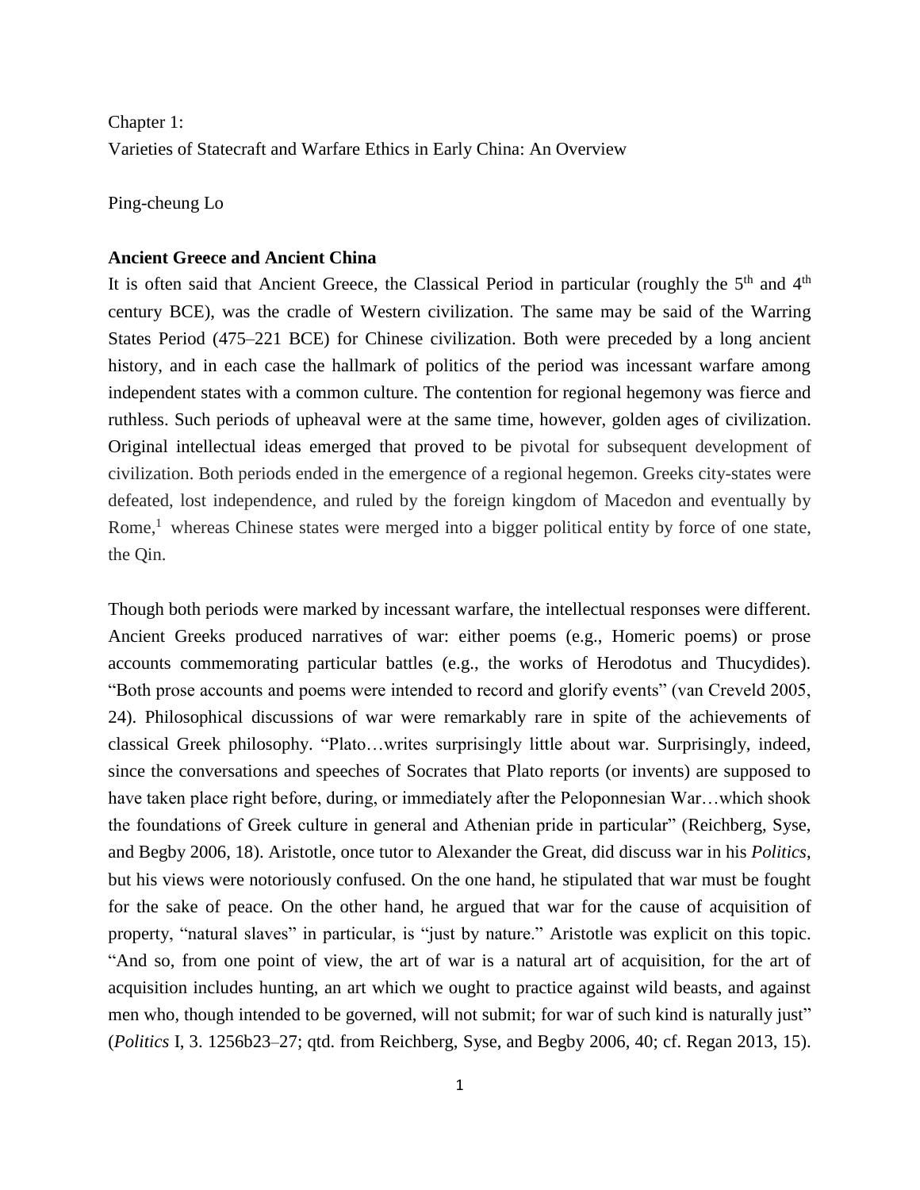Chapter 1:
Varieties of Statecraft and Warfare Ethics in Early China: An Overview

Ping-cheung Lo

**Ancient Greece and Ancient China**

It is often said that Ancient Greece, the Classical Period in particular (roughly the 5th and 4th century BCE), was the cradle of Western civilization. The same may be said of the Warring States Period (475–221 BCE) for Chinese civilization. Both were preceded by a long ancient history, and in each case the hallmark of politics of the period was incessant warfare among independent states with a common culture. The contention for regional hegemony was fierce and ruthless. Such periods of upheaval were at the same time, however, golden ages of civilization. Original intellectual ideas emerged that proved to be pivotal for subsequent development of civilization. Both periods ended in the emergence of a regional hegemon. Greeks city-states were defeated, lost independence, and ruled by the foreign kingdom of Macedon and eventually by Rome,[1] whereas Chinese states were merged into a bigger political entity by force of one state, the Qin.

Though both periods were marked by incessant warfare, the intellectual responses were different. Ancient Greeks produced narratives of war: either poems (e.g., Homeric poems) or prose accounts commemorating particular battles (e.g., the works of Herodotus and Thucydides). "Both prose accounts and poems were intended to record and glorify events" (van Creveld 2005, 24). Philosophical discussions of war were remarkably rare in spite of the achievements of classical Greek philosophy. "Plato…writes surprisingly little about war. Surprisingly, indeed, since the conversations and speeches of Socrates that Plato reports (or invents) are supposed to have taken place right before, during, or immediately after the Peloponnesian War…which shook the foundations of Greek culture in general and Athenian pride in particular" (Reichberg, Syse, and Begby 2006, 18). Aristotle, once tutor to Alexander the Great, did discuss war in his *Politics*, but his views were notoriously confused. On the one hand, he stipulated that war must be fought for the sake of peace. On the other hand, he argued that war for the cause of acquisition of property, "natural slaves" in particular, is "just by nature." Aristotle was explicit on this topic. "And so, from one point of view, the art of war is a natural art of acquisition, for the art of acquisition includes hunting, an art which we ought to practice against wild beasts, and against men who, though intended to be governed, will not submit; for war of such kind is naturally just" (*Politics* I, 3. 1256b23–27; qtd. from Reichberg, Syse, and Begby 2006, 40; cf. Regan 2013, 15).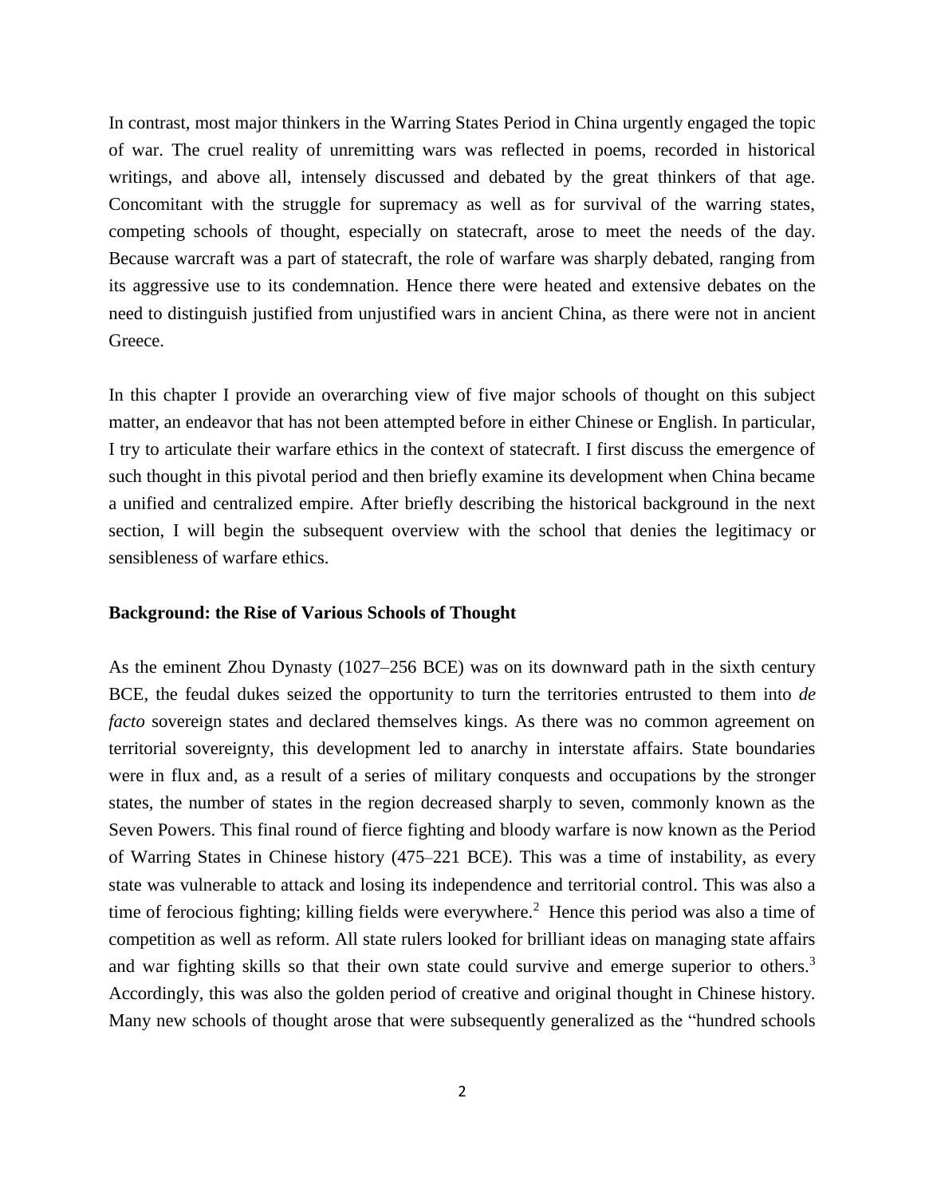In contrast, most major thinkers in the Warring States Period in China urgently engaged the topic of war. The cruel reality of unremitting wars was reflected in poems, recorded in historical writings, and above all, intensely discussed and debated by the great thinkers of that age. Concomitant with the struggle for supremacy as well as for survival of the warring states, competing schools of thought, especially on statecraft, arose to meet the needs of the day. Because warcraft was a part of statecraft, the role of warfare was sharply debated, ranging from its aggressive use to its condemnation. Hence there were heated and extensive debates on the need to distinguish justified from unjustified wars in ancient China, as there were not in ancient Greece.

In this chapter I provide an overarching view of five major schools of thought on this subject matter, an endeavor that has not been attempted before in either Chinese or English. In particular, I try to articulate their warfare ethics in the context of statecraft. I first discuss the emergence of such thought in this pivotal period and then briefly examine its development when China became a unified and centralized empire. After briefly describing the historical background in the next section, I will begin the subsequent overview with the school that denies the legitimacy or sensibleness of warfare ethics.

**Background: the Rise of Various Schools of Thought**

As the eminent Zhou Dynasty (1027–256 BCE) was on its downward path in the sixth century BCE, the feudal dukes seized the opportunity to turn the territories entrusted to them into *de facto* sovereign states and declared themselves kings. As there was no common agreement on territorial sovereignty, this development led to anarchy in interstate affairs. State boundaries were in flux and, as a result of a series of military conquests and occupations by the stronger states, the number of states in the region decreased sharply to seven, commonly known as the Seven Powers. This final round of fierce fighting and bloody warfare is now known as the Period of Warring States in Chinese history (475–221 BCE). This was a time of instability, as every state was vulnerable to attack and losing its independence and territorial control. This was also a time of ferocious fighting; killing fields were everywhere.[2] Hence this period was also a time of competition as well as reform. All state rulers looked for brilliant ideas on managing state affairs and war fighting skills so that their own state could survive and emerge superior to others.[3] Accordingly, this was also the golden period of creative and original thought in Chinese history. Many new schools of thought arose that were subsequently generalized as the "hundred schools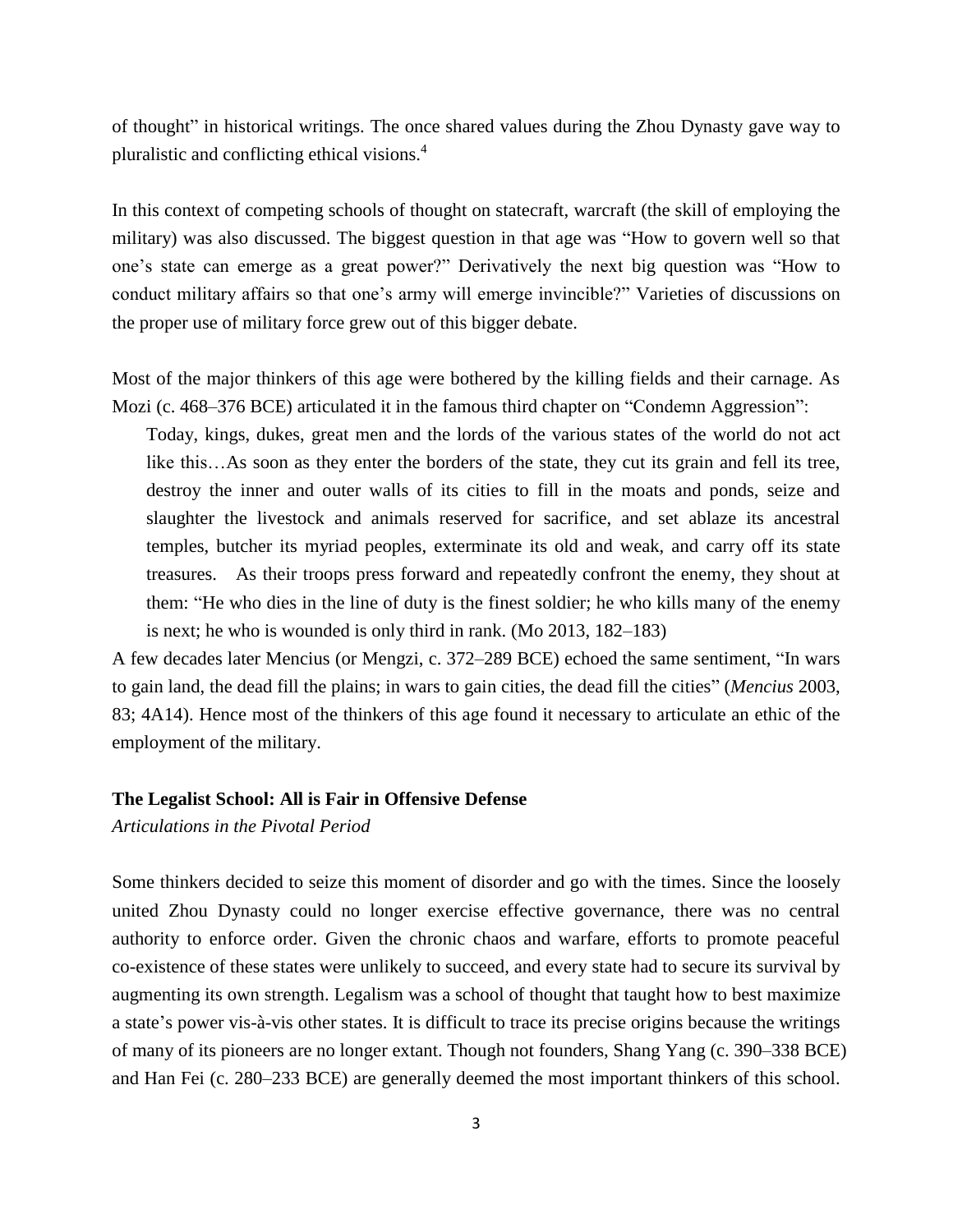of thought" in historical writings. The once shared values during the Zhou Dynasty gave way to pluralistic and conflicting ethical visions.[4]

In this context of competing schools of thought on statecraft, warcraft (the skill of employing the military) was also discussed. The biggest question in that age was "How to govern well so that one's state can emerge as a great power?" Derivatively the next big question was "How to conduct military affairs so that one's army will emerge invincible?" Varieties of discussions on the proper use of military force grew out of this bigger debate.

Most of the major thinkers of this age were bothered by the killing fields and their carnage. As Mozi (c. 468–376 BCE) articulated it in the famous third chapter on "Condemn Aggression":

> Today, kings, dukes, great men and the lords of the various states of the world do not act like this…As soon as they enter the borders of the state, they cut its grain and fell its tree, destroy the inner and outer walls of its cities to fill in the moats and ponds, seize and slaughter the livestock and animals reserved for sacrifice, and set ablaze its ancestral temples, butcher its myriad peoples, exterminate its old and weak, and carry off its state treasures. As their troops press forward and repeatedly confront the enemy, they shout at them: "He who dies in the line of duty is the finest soldier; he who kills many of the enemy is next; he who is wounded is only third in rank. (Mo 2013, 182–183)

A few decades later Mencius (or Mengzi, c. 372–289 BCE) echoed the same sentiment, "In wars to gain land, the dead fill the plains; in wars to gain cities, the dead fill the cities" (*Mencius* 2003, 83; 4A14). Hence most of the thinkers of this age found it necessary to articulate an ethic of the employment of the military.

## The Legalist School: All is Fair in Offensive Defense

*Articulations in the Pivotal Period*

Some thinkers decided to seize this moment of disorder and go with the times. Since the loosely united Zhou Dynasty could no longer exercise effective governance, there was no central authority to enforce order. Given the chronic chaos and warfare, efforts to promote peaceful co-existence of these states were unlikely to succeed, and every state had to secure its survival by augmenting its own strength. Legalism was a school of thought that taught how to best maximize a state's power vis-à-vis other states. It is difficult to trace its precise origins because the writings of many of its pioneers are no longer extant. Though not founders, Shang Yang (c. 390–338 BCE) and Han Fei (c. 280–233 BCE) are generally deemed the most important thinkers of this school.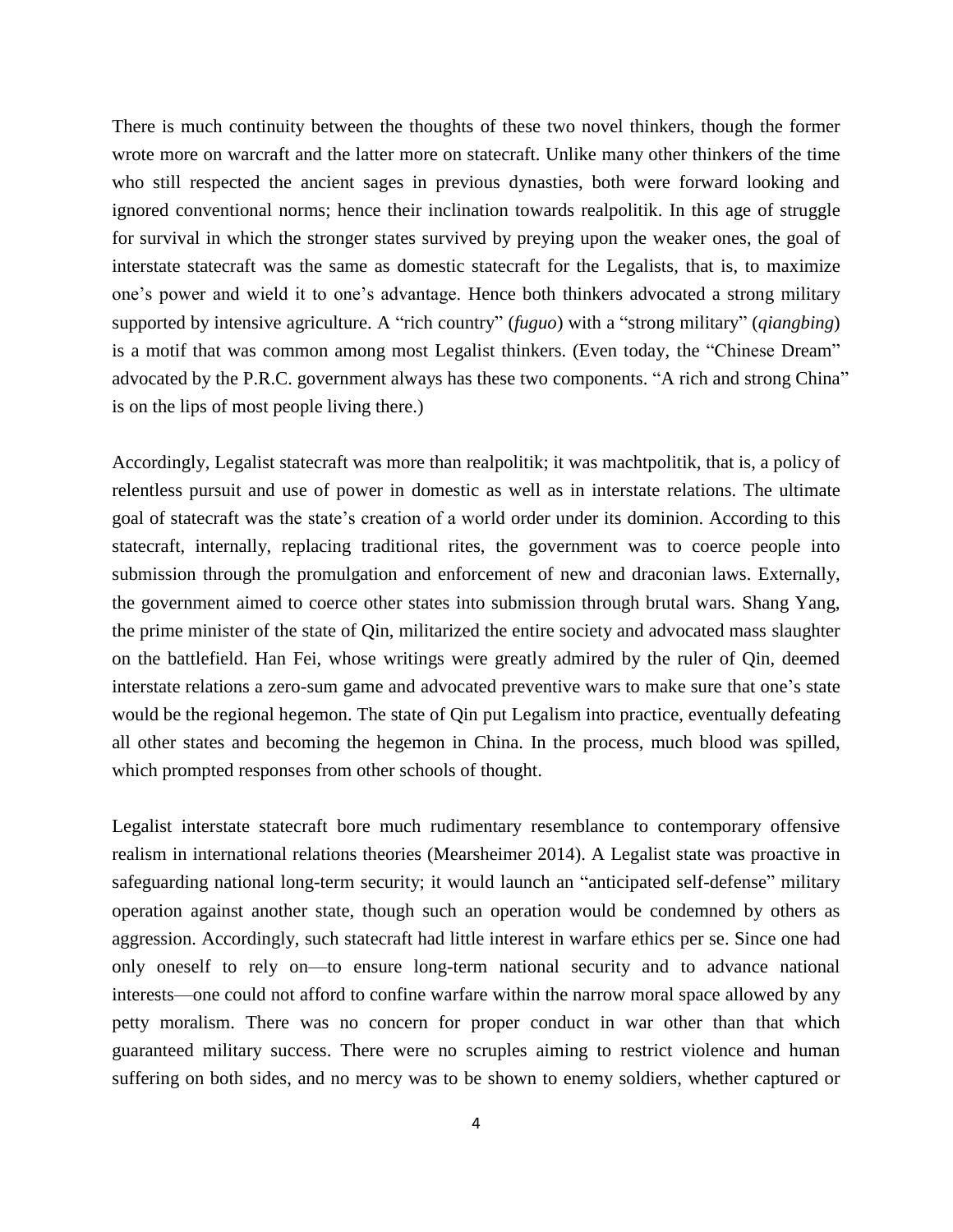There is much continuity between the thoughts of these two novel thinkers, though the former wrote more on warcraft and the latter more on statecraft. Unlike many other thinkers of the time who still respected the ancient sages in previous dynasties, both were forward looking and ignored conventional norms; hence their inclination towards realpolitik. In this age of struggle for survival in which the stronger states survived by preying upon the weaker ones, the goal of interstate statecraft was the same as domestic statecraft for the Legalists, that is, to maximize one's power and wield it to one's advantage. Hence both thinkers advocated a strong military supported by intensive agriculture. A "rich country" (*fuguo*) with a "strong military" (*qiangbing*) is a motif that was common among most Legalist thinkers. (Even today, the "Chinese Dream" advocated by the P.R.C. government always has these two components. "A rich and strong China" is on the lips of most people living there.)

Accordingly, Legalist statecraft was more than realpolitik; it was machtpolitik, that is, a policy of relentless pursuit and use of power in domestic as well as in interstate relations. The ultimate goal of statecraft was the state's creation of a world order under its dominion. According to this statecraft, internally, replacing traditional rites, the government was to coerce people into submission through the promulgation and enforcement of new and draconian laws. Externally, the government aimed to coerce other states into submission through brutal wars. Shang Yang, the prime minister of the state of Qin, militarized the entire society and advocated mass slaughter on the battlefield. Han Fei, whose writings were greatly admired by the ruler of Qin, deemed interstate relations a zero-sum game and advocated preventive wars to make sure that one's state would be the regional hegemon. The state of Qin put Legalism into practice, eventually defeating all other states and becoming the hegemon in China. In the process, much blood was spilled, which prompted responses from other schools of thought.

Legalist interstate statecraft bore much rudimentary resemblance to contemporary offensive realism in international relations theories (Mearsheimer 2014). A Legalist state was proactive in safeguarding national long-term security; it would launch an "anticipated self-defense" military operation against another state, though such an operation would be condemned by others as aggression. Accordingly, such statecraft had little interest in warfare ethics per se. Since one had only oneself to rely on—to ensure long-term national security and to advance national interests—one could not afford to confine warfare within the narrow moral space allowed by any petty moralism. There was no concern for proper conduct in war other than that which guaranteed military success. There were no scruples aiming to restrict violence and human suffering on both sides, and no mercy was to be shown to enemy soldiers, whether captured or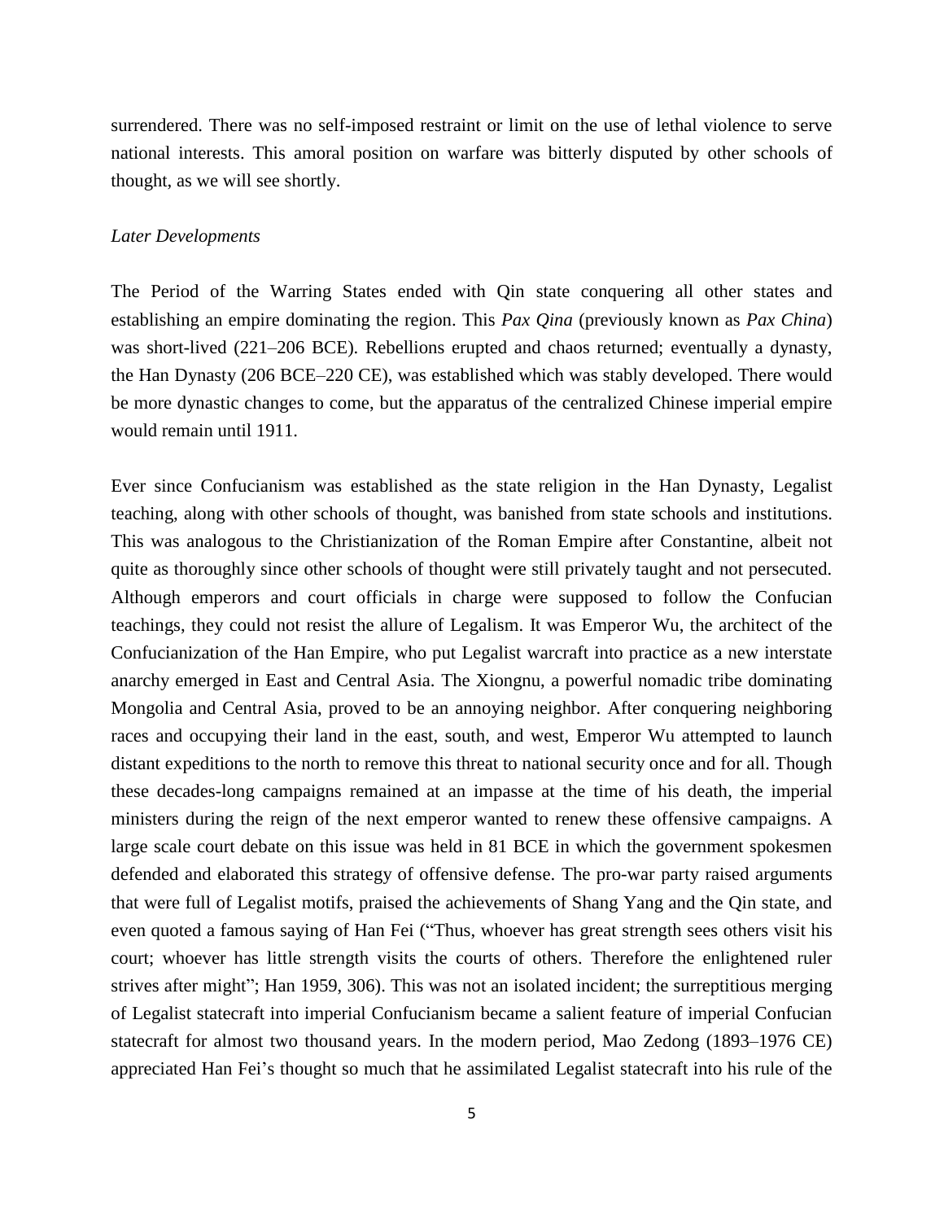surrendered. There was no self-imposed restraint or limit on the use of lethal violence to serve national interests. This amoral position on warfare was bitterly disputed by other schools of thought, as we will see shortly.

### *Later Developments*

The Period of the Warring States ended with Qin state conquering all other states and establishing an empire dominating the region. This *Pax Qina* (previously known as *Pax China*) was short-lived (221–206 BCE). Rebellions erupted and chaos returned; eventually a dynasty, the Han Dynasty (206 BCE–220 CE), was established which was stably developed. There would be more dynastic changes to come, but the apparatus of the centralized Chinese imperial empire would remain until 1911.

Ever since Confucianism was established as the state religion in the Han Dynasty, Legalist teaching, along with other schools of thought, was banished from state schools and institutions. This was analogous to the Christianization of the Roman Empire after Constantine, albeit not quite as thoroughly since other schools of thought were still privately taught and not persecuted. Although emperors and court officials in charge were supposed to follow the Confucian teachings, they could not resist the allure of Legalism. It was Emperor Wu, the architect of the Confucianization of the Han Empire, who put Legalist warcraft into practice as a new interstate anarchy emerged in East and Central Asia. The Xiongnu, a powerful nomadic tribe dominating Mongolia and Central Asia, proved to be an annoying neighbor. After conquering neighboring races and occupying their land in the east, south, and west, Emperor Wu attempted to launch distant expeditions to the north to remove this threat to national security once and for all. Though these decades-long campaigns remained at an impasse at the time of his death, the imperial ministers during the reign of the next emperor wanted to renew these offensive campaigns. A large scale court debate on this issue was held in 81 BCE in which the government spokesmen defended and elaborated this strategy of offensive defense. The pro-war party raised arguments that were full of Legalist motifs, praised the achievements of Shang Yang and the Qin state, and even quoted a famous saying of Han Fei ("Thus, whoever has great strength sees others visit his court; whoever has little strength visits the courts of others. Therefore the enlightened ruler strives after might"; Han 1959, 306). This was not an isolated incident; the surreptitious merging of Legalist statecraft into imperial Confucianism became a salient feature of imperial Confucian statecraft for almost two thousand years. In the modern period, Mao Zedong (1893–1976 CE) appreciated Han Fei's thought so much that he assimilated Legalist statecraft into his rule of the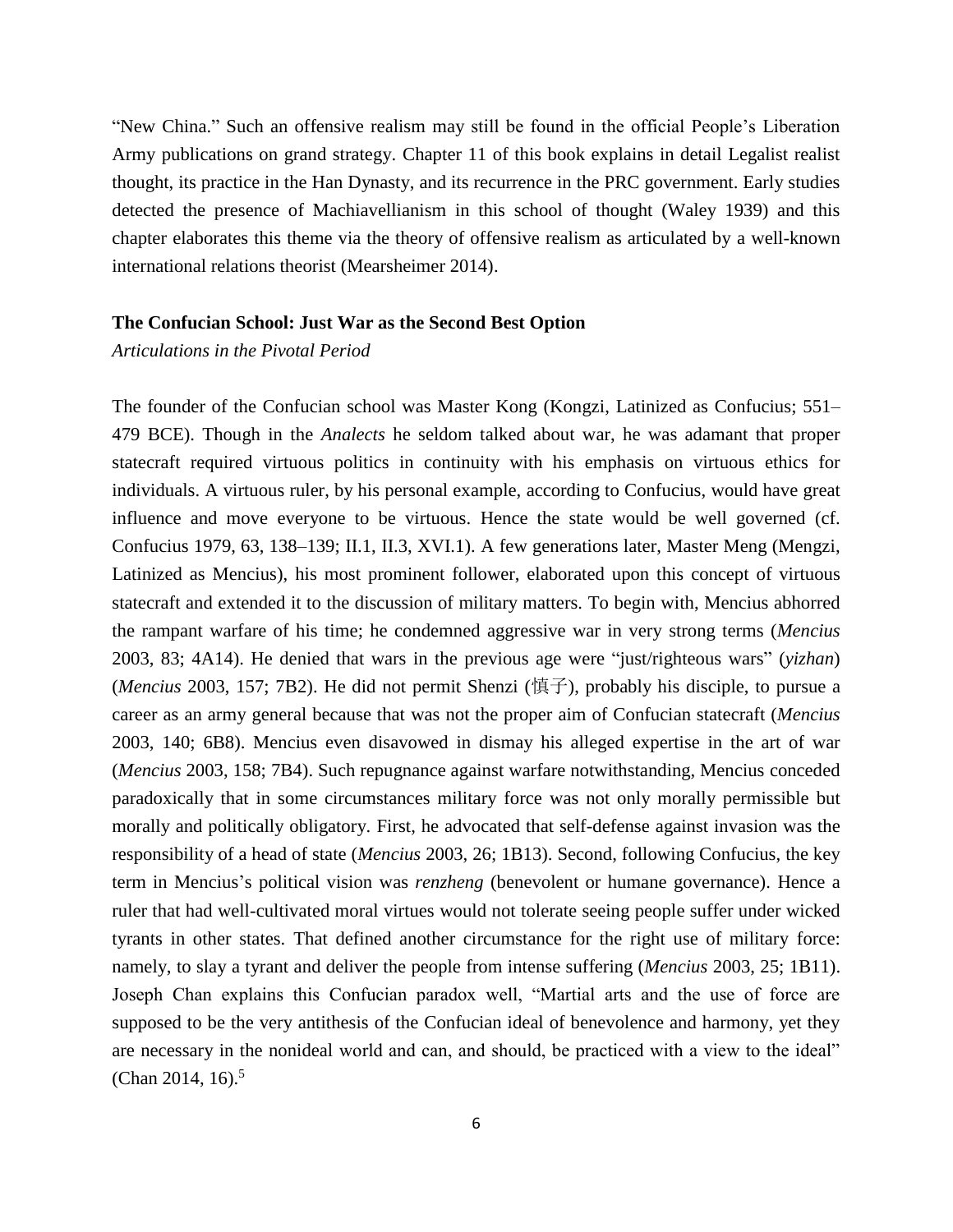"New China." Such an offensive realism may still be found in the official People's Liberation Army publications on grand strategy. Chapter 11 of this book explains in detail Legalist realist thought, its practice in the Han Dynasty, and its recurrence in the PRC government. Early studies detected the presence of Machiavellianism in this school of thought (Waley 1939) and this chapter elaborates this theme via the theory of offensive realism as articulated by a well-known international relations theorist (Mearsheimer 2014).

### The Confucian School: Just War as the Second Best Option

*Articulations in the Pivotal Period*

The founder of the Confucian school was Master Kong (Kongzi, Latinized as Confucius; 551–479 BCE). Though in the *Analects* he seldom talked about war, he was adamant that proper statecraft required virtuous politics in continuity with his emphasis on virtuous ethics for individuals. A virtuous ruler, by his personal example, according to Confucius, would have great influence and move everyone to be virtuous. Hence the state would be well governed (cf. Confucius 1979, 63, 138–139; II.1, II.3, XVI.1). A few generations later, Master Meng (Mengzi, Latinized as Mencius), his most prominent follower, elaborated upon this concept of virtuous statecraft and extended it to the discussion of military matters. To begin with, Mencius abhorred the rampant warfare of his time; he condemned aggressive war in very strong terms (*Mencius* 2003, 83; 4A14). He denied that wars in the previous age were "just/righteous wars" (*yizhan*) (*Mencius* 2003, 157; 7B2). He did not permit Shenzi (慎子), probably his disciple, to pursue a career as an army general because that was not the proper aim of Confucian statecraft (*Mencius* 2003, 140; 6B8). Mencius even disavowed in dismay his alleged expertise in the art of war (*Mencius* 2003, 158; 7B4). Such repugnance against warfare notwithstanding, Mencius conceded paradoxically that in some circumstances military force was not only morally permissible but morally and politically obligatory. First, he advocated that self-defense against invasion was the responsibility of a head of state (*Mencius* 2003, 26; 1B13). Second, following Confucius, the key term in Mencius's political vision was *renzheng* (benevolent or humane governance). Hence a ruler that had well-cultivated moral virtues would not tolerate seeing people suffer under wicked tyrants in other states. That defined another circumstance for the right use of military force: namely, to slay a tyrant and deliver the people from intense suffering (*Mencius* 2003, 25; 1B11). Joseph Chan explains this Confucian paradox well, "Martial arts and the use of force are supposed to be the very antithesis of the Confucian ideal of benevolence and harmony, yet they are necessary in the nonideal world and can, and should, be practiced with a view to the ideal" (Chan 2014, 16).[5]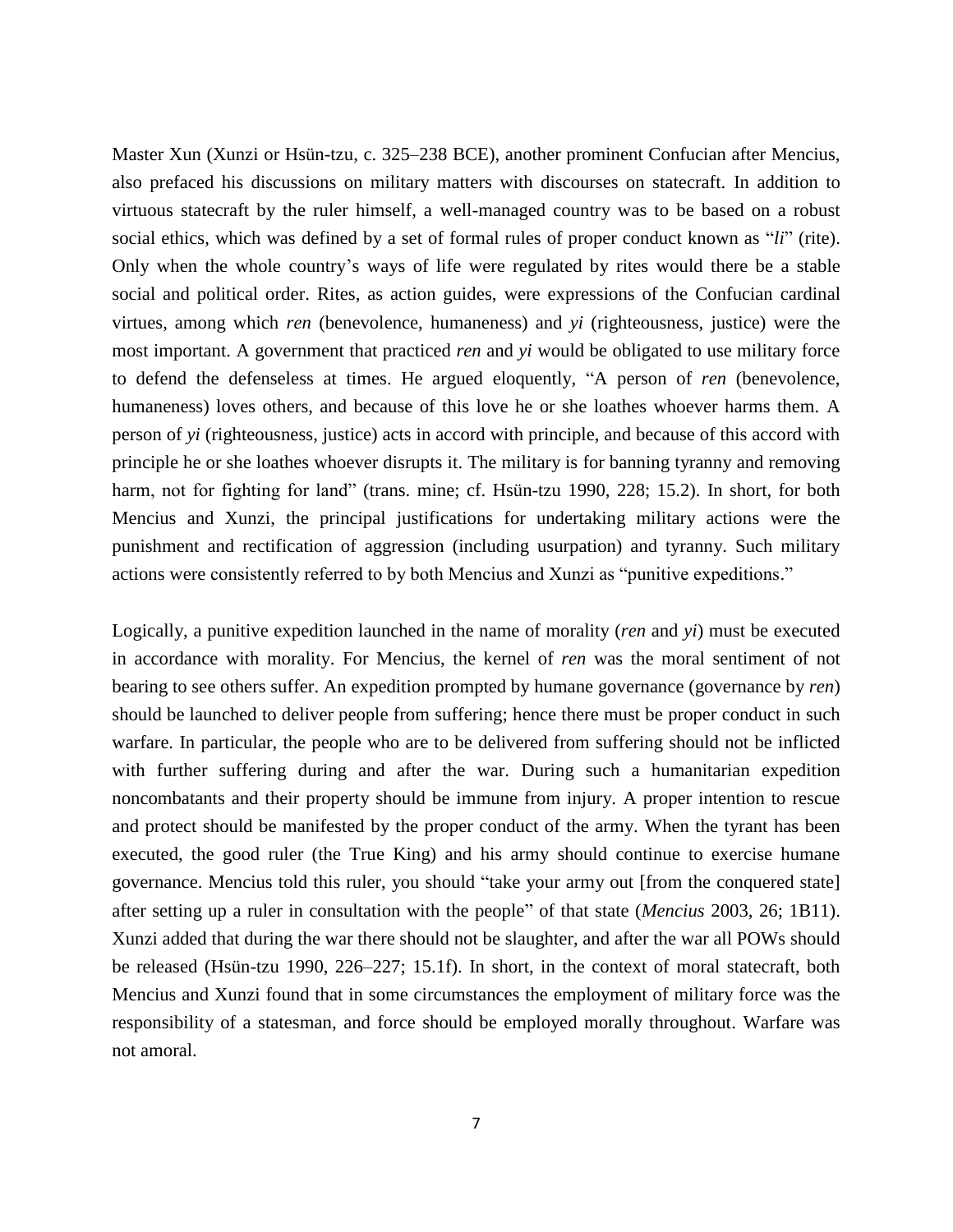Master Xun (Xunzi or Hsün-tzu, c. 325–238 BCE), another prominent Confucian after Mencius, also prefaced his discussions on military matters with discourses on statecraft. In addition to virtuous statecraft by the ruler himself, a well-managed country was to be based on a robust social ethics, which was defined by a set of formal rules of proper conduct known as "*li*" (rite). Only when the whole country's ways of life were regulated by rites would there be a stable social and political order. Rites, as action guides, were expressions of the Confucian cardinal virtues, among which *ren* (benevolence, humaneness) and *yi* (righteousness, justice) were the most important. A government that practiced *ren* and *yi* would be obligated to use military force to defend the defenseless at times. He argued eloquently, "A person of *ren* (benevolence, humaneness) loves others, and because of this love he or she loathes whoever harms them. A person of *yi* (righteousness, justice) acts in accord with principle, and because of this accord with principle he or she loathes whoever disrupts it. The military is for banning tyranny and removing harm, not for fighting for land" (trans. mine; cf. Hsün-tzu 1990, 228; 15.2). In short, for both Mencius and Xunzi, the principal justifications for undertaking military actions were the punishment and rectification of aggression (including usurpation) and tyranny. Such military actions were consistently referred to by both Mencius and Xunzi as "punitive expeditions."

Logically, a punitive expedition launched in the name of morality (*ren* and *yi*) must be executed in accordance with morality. For Mencius, the kernel of *ren* was the moral sentiment of not bearing to see others suffer. An expedition prompted by humane governance (governance by *ren*) should be launched to deliver people from suffering; hence there must be proper conduct in such warfare. In particular, the people who are to be delivered from suffering should not be inflicted with further suffering during and after the war. During such a humanitarian expedition noncombatants and their property should be immune from injury. A proper intention to rescue and protect should be manifested by the proper conduct of the army. When the tyrant has been executed, the good ruler (the True King) and his army should continue to exercise humane governance. Mencius told this ruler, you should "take your army out [from the conquered state] after setting up a ruler in consultation with the people" of that state (*Mencius* 2003, 26; 1B11). Xunzi added that during the war there should not be slaughter, and after the war all POWs should be released (Hsün-tzu 1990, 226–227; 15.1f). In short, in the context of moral statecraft, both Mencius and Xunzi found that in some circumstances the employment of military force was the responsibility of a statesman, and force should be employed morally throughout. Warfare was not amoral.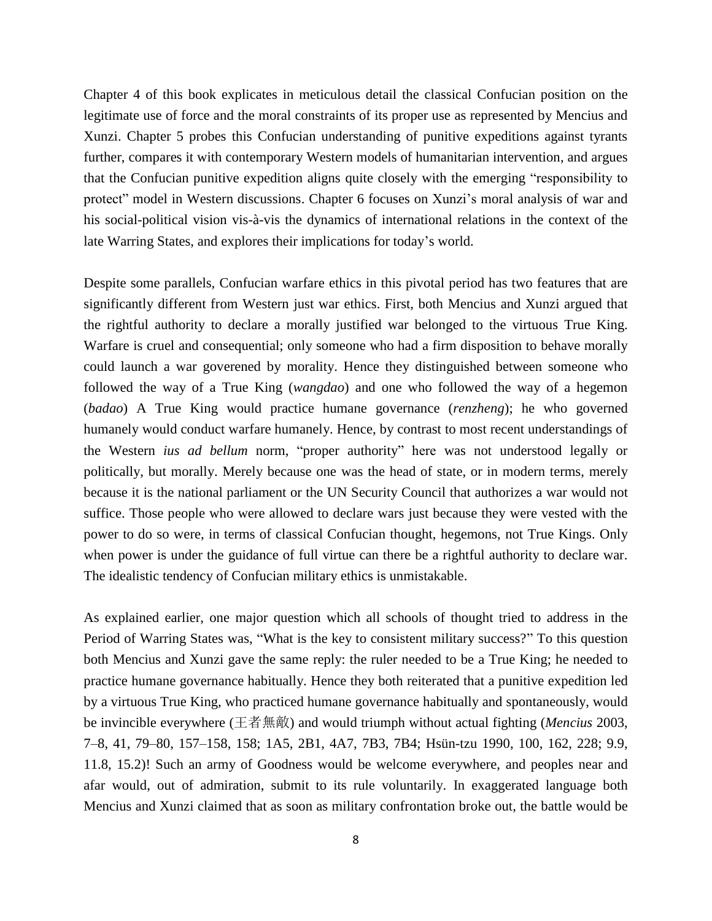Chapter 4 of this book explicates in meticulous detail the classical Confucian position on the legitimate use of force and the moral constraints of its proper use as represented by Mencius and Xunzi. Chapter 5 probes this Confucian understanding of punitive expeditions against tyrants further, compares it with contemporary Western models of humanitarian intervention, and argues that the Confucian punitive expedition aligns quite closely with the emerging "responsibility to protect" model in Western discussions. Chapter 6 focuses on Xunzi's moral analysis of war and his social-political vision vis-à-vis the dynamics of international relations in the context of the late Warring States, and explores their implications for today's world.

Despite some parallels, Confucian warfare ethics in this pivotal period has two features that are significantly different from Western just war ethics. First, both Mencius and Xunzi argued that the rightful authority to declare a morally justified war belonged to the virtuous True King. Warfare is cruel and consequential; only someone who had a firm disposition to behave morally could launch a war goverened by morality. Hence they distinguished between someone who followed the way of a True King (*wangdao*) and one who followed the way of a hegemon (*badao*) A True King would practice humane governance (*renzheng*); he who governed humanely would conduct warfare humanely. Hence, by contrast to most recent understandings of the Western *ius ad bellum* norm, "proper authority" here was not understood legally or politically, but morally. Merely because one was the head of state, or in modern terms, merely because it is the national parliament or the UN Security Council that authorizes a war would not suffice. Those people who were allowed to declare wars just because they were vested with the power to do so were, in terms of classical Confucian thought, hegemons, not True Kings. Only when power is under the guidance of full virtue can there be a rightful authority to declare war. The idealistic tendency of Confucian military ethics is unmistakable.

As explained earlier, one major question which all schools of thought tried to address in the Period of Warring States was, "What is the key to consistent military success?" To this question both Mencius and Xunzi gave the same reply: the ruler needed to be a True King; he needed to practice humane governance habitually. Hence they both reiterated that a punitive expedition led by a virtuous True King, who practiced humane governance habitually and spontaneously, would be invincible everywhere (王者無敵) and would triumph without actual fighting (*Mencius* 2003, 7–8, 41, 79–80, 157–158, 158; 1A5, 2B1, 4A7, 7B3, 7B4; Hsün-tzu 1990, 100, 162, 228; 9.9, 11.8, 15.2)! Such an army of Goodness would be welcome everywhere, and peoples near and afar would, out of admiration, submit to its rule voluntarily. In exaggerated language both Mencius and Xunzi claimed that as soon as military confrontation broke out, the battle would be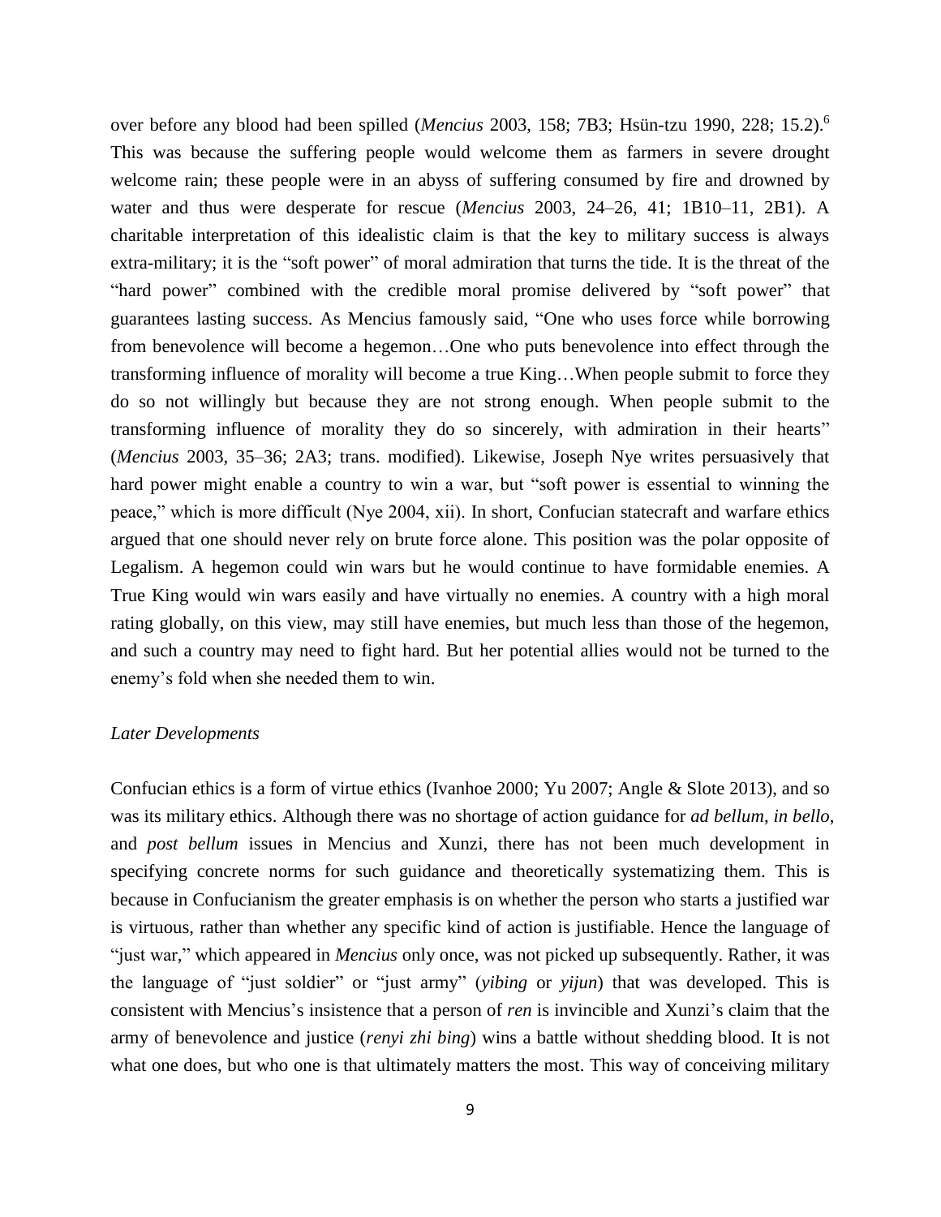over before any blood had been spilled (*Mencius* 2003, 158; 7B3; Hsün-tzu 1990, 228; 15.2).[6] This was because the suffering people would welcome them as farmers in severe drought welcome rain; these people were in an abyss of suffering consumed by fire and drowned by water and thus were desperate for rescue (*Mencius* 2003, 24–26, 41; 1B10–11, 2B1). A charitable interpretation of this idealistic claim is that the key to military success is always extra-military; it is the "soft power" of moral admiration that turns the tide. It is the threat of the "hard power" combined with the credible moral promise delivered by "soft power" that guarantees lasting success. As Mencius famously said, "One who uses force while borrowing from benevolence will become a hegemon…One who puts benevolence into effect through the transforming influence of morality will become a true King…When people submit to force they do so not willingly but because they are not strong enough. When people submit to the transforming influence of morality they do so sincerely, with admiration in their hearts" (*Mencius* 2003, 35–36; 2A3; trans. modified). Likewise, Joseph Nye writes persuasively that hard power might enable a country to win a war, but "soft power is essential to winning the peace," which is more difficult (Nye 2004, xii). In short, Confucian statecraft and warfare ethics argued that one should never rely on brute force alone. This position was the polar opposite of Legalism. A hegemon could win wars but he would continue to have formidable enemies. A True King would win wars easily and have virtually no enemies. A country with a high moral rating globally, on this view, may still have enemies, but much less than those of the hegemon, and such a country may need to fight hard. But her potential allies would not be turned to the enemy's fold when she needed them to win.

*Later Developments*

Confucian ethics is a form of virtue ethics (Ivanhoe 2000; Yu 2007; Angle & Slote 2013), and so was its military ethics. Although there was no shortage of action guidance for *ad bellum*, *in bello*, and *post bellum* issues in Mencius and Xunzi, there has not been much development in specifying concrete norms for such guidance and theoretically systematizing them. This is because in Confucianism the greater emphasis is on whether the person who starts a justified war is virtuous, rather than whether any specific kind of action is justifiable. Hence the language of "just war," which appeared in *Mencius* only once, was not picked up subsequently. Rather, it was the language of "just soldier" or "just army" (*yibing* or *yijun*) that was developed. This is consistent with Mencius's insistence that a person of *ren* is invincible and Xunzi's claim that the army of benevolence and justice (*renyi zhi bing*) wins a battle without shedding blood. It is not what one does, but who one is that ultimately matters the most. This way of conceiving military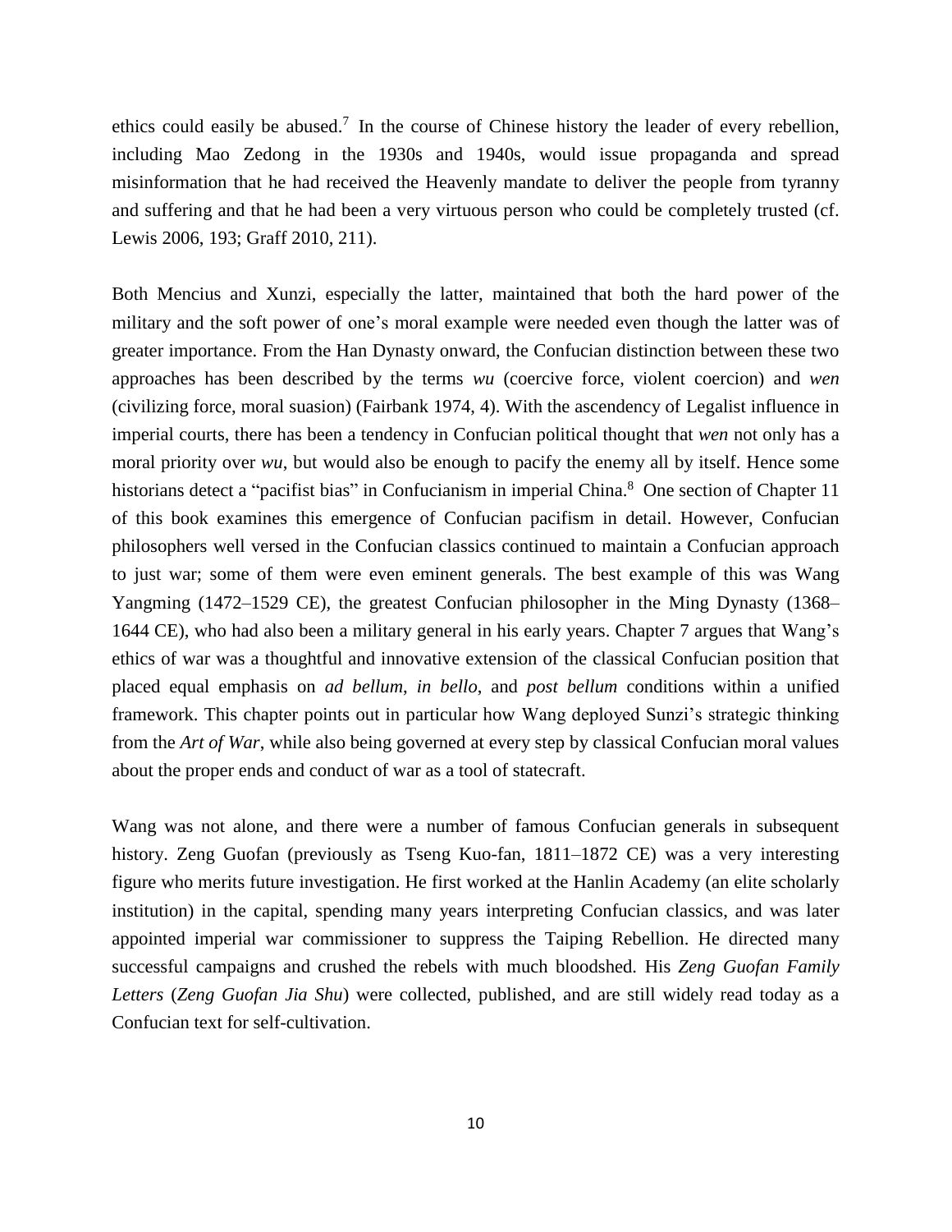ethics could easily be abused.[7] In the course of Chinese history the leader of every rebellion, including Mao Zedong in the 1930s and 1940s, would issue propaganda and spread misinformation that he had received the Heavenly mandate to deliver the people from tyranny and suffering and that he had been a very virtuous person who could be completely trusted (cf. Lewis 2006, 193; Graff 2010, 211).

Both Mencius and Xunzi, especially the latter, maintained that both the hard power of the military and the soft power of one's moral example were needed even though the latter was of greater importance. From the Han Dynasty onward, the Confucian distinction between these two approaches has been described by the terms *wu* (coercive force, violent coercion) and *wen* (civilizing force, moral suasion) (Fairbank 1974, 4). With the ascendency of Legalist influence in imperial courts, there has been a tendency in Confucian political thought that *wen* not only has a moral priority over *wu*, but would also be enough to pacify the enemy all by itself. Hence some historians detect a "pacifist bias" in Confucianism in imperial China.[8] One section of Chapter 11 of this book examines this emergence of Confucian pacifism in detail. However, Confucian philosophers well versed in the Confucian classics continued to maintain a Confucian approach to just war; some of them were even eminent generals. The best example of this was Wang Yangming (1472–1529 CE), the greatest Confucian philosopher in the Ming Dynasty (1368–1644 CE), who had also been a military general in his early years. Chapter 7 argues that Wang's ethics of war was a thoughtful and innovative extension of the classical Confucian position that placed equal emphasis on *ad bellum*, *in bello*, and *post bellum* conditions within a unified framework. This chapter points out in particular how Wang deployed Sunzi's strategic thinking from the *Art of War*, while also being governed at every step by classical Confucian moral values about the proper ends and conduct of war as a tool of statecraft.

Wang was not alone, and there were a number of famous Confucian generals in subsequent history. Zeng Guofan (previously as Tseng Kuo-fan, 1811–1872 CE) was a very interesting figure who merits future investigation. He first worked at the Hanlin Academy (an elite scholarly institution) in the capital, spending many years interpreting Confucian classics, and was later appointed imperial war commissioner to suppress the Taiping Rebellion. He directed many successful campaigns and crushed the rebels with much bloodshed. His *Zeng Guofan Family Letters* (*Zeng Guofan Jia Shu*) were collected, published, and are still widely read today as a Confucian text for self-cultivation.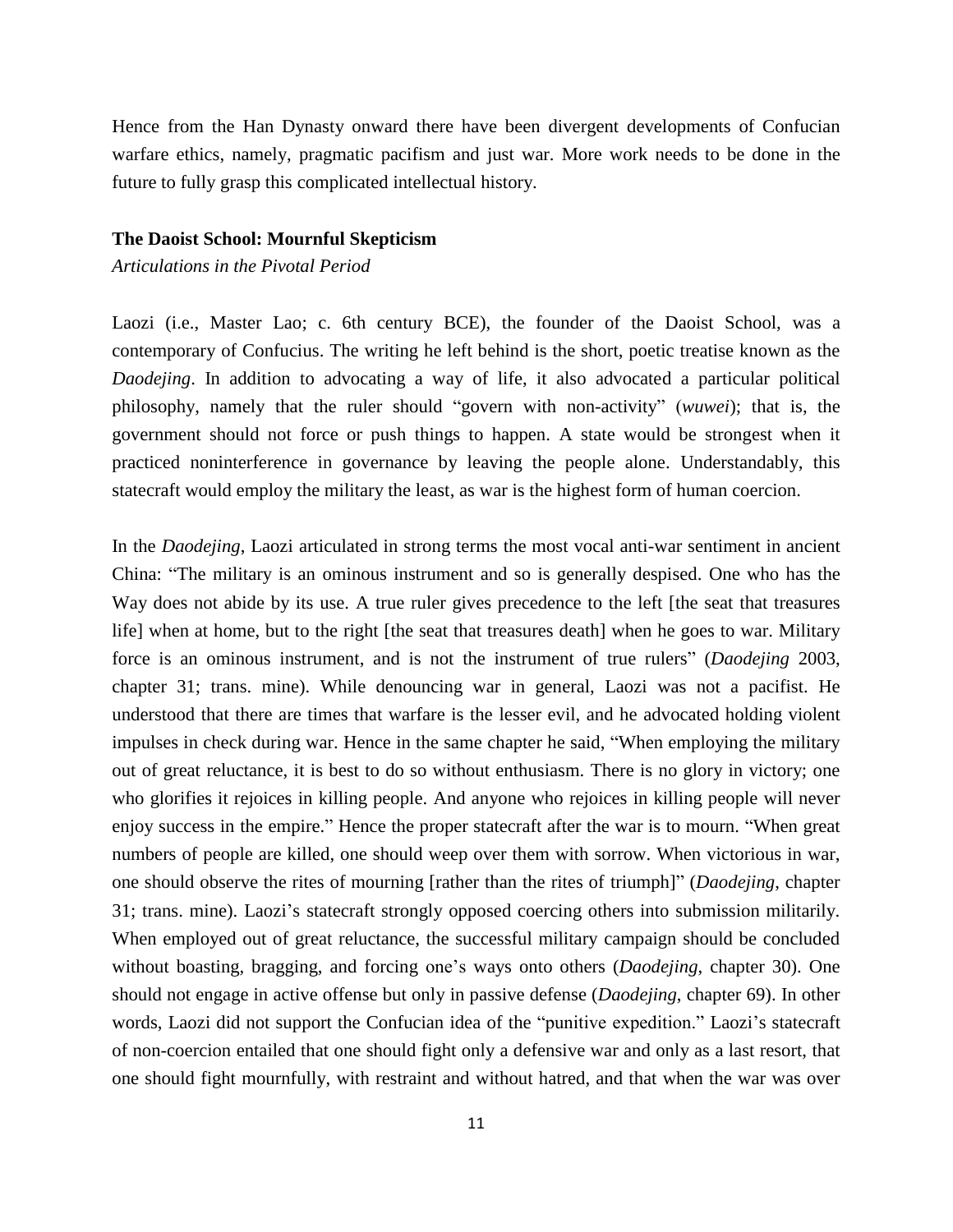Hence from the Han Dynasty onward there have been divergent developments of Confucian warfare ethics, namely, pragmatic pacifism and just war. More work needs to be done in the future to fully grasp this complicated intellectual history.

### The Daoist School: Mournful Skepticism

*Articulations in the Pivotal Period*

Laozi (i.e., Master Lao; c. 6th century BCE), the founder of the Daoist School, was a contemporary of Confucius. The writing he left behind is the short, poetic treatise known as the *Daodejing*. In addition to advocating a way of life, it also advocated a particular political philosophy, namely that the ruler should "govern with non-activity" (*wuwei*); that is, the government should not force or push things to happen. A state would be strongest when it practiced noninterference in governance by leaving the people alone. Understandably, this statecraft would employ the military the least, as war is the highest form of human coercion.

In the *Daodejing*, Laozi articulated in strong terms the most vocal anti-war sentiment in ancient China: "The military is an ominous instrument and so is generally despised. One who has the Way does not abide by its use. A true ruler gives precedence to the left [the seat that treasures life] when at home, but to the right [the seat that treasures death] when he goes to war. Military force is an ominous instrument, and is not the instrument of true rulers" (*Daodejing* 2003, chapter 31; trans. mine). While denouncing war in general, Laozi was not a pacifist. He understood that there are times that warfare is the lesser evil, and he advocated holding violent impulses in check during war. Hence in the same chapter he said, "When employing the military out of great reluctance, it is best to do so without enthusiasm. There is no glory in victory; one who glorifies it rejoices in killing people. And anyone who rejoices in killing people will never enjoy success in the empire." Hence the proper statecraft after the war is to mourn. "When great numbers of people are killed, one should weep over them with sorrow. When victorious in war, one should observe the rites of mourning [rather than the rites of triumph]" (*Daodejing*, chapter 31; trans. mine). Laozi's statecraft strongly opposed coercing others into submission militarily. When employed out of great reluctance, the successful military campaign should be concluded without boasting, bragging, and forcing one's ways onto others (*Daodejing*, chapter 30). One should not engage in active offense but only in passive defense (*Daodejing*, chapter 69). In other words, Laozi did not support the Confucian idea of the "punitive expedition." Laozi's statecraft of non-coercion entailed that one should fight only a defensive war and only as a last resort, that one should fight mournfully, with restraint and without hatred, and that when the war was over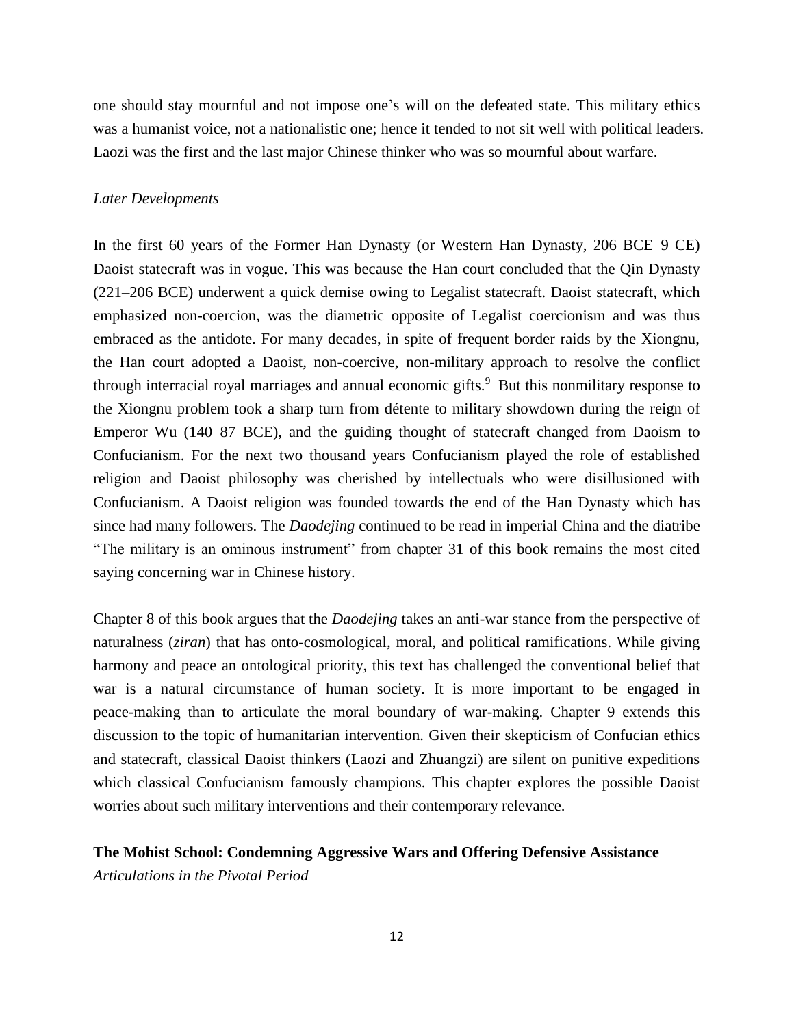one should stay mournful and not impose one's will on the defeated state. This military ethics was a humanist voice, not a nationalistic one; hence it tended to not sit well with political leaders. Laozi was the first and the last major Chinese thinker who was so mournful about warfare.

*Later Developments*

In the first 60 years of the Former Han Dynasty (or Western Han Dynasty, 206 BCE–9 CE) Daoist statecraft was in vogue. This was because the Han court concluded that the Qin Dynasty (221–206 BCE) underwent a quick demise owing to Legalist statecraft. Daoist statecraft, which emphasized non-coercion, was the diametric opposite of Legalist coercionism and was thus embraced as the antidote. For many decades, in spite of frequent border raids by the Xiongnu, the Han court adopted a Daoist, non-coercive, non-military approach to resolve the conflict through interracial royal marriages and annual economic gifts.[9] But this nonmilitary response to the Xiongnu problem took a sharp turn from détente to military showdown during the reign of Emperor Wu (140–87 BCE), and the guiding thought of statecraft changed from Daoism to Confucianism. For the next two thousand years Confucianism played the role of established religion and Daoist philosophy was cherished by intellectuals who were disillusioned with Confucianism. A Daoist religion was founded towards the end of the Han Dynasty which has since had many followers. The *Daodejing* continued to be read in imperial China and the diatribe "The military is an ominous instrument" from chapter 31 of this book remains the most cited saying concerning war in Chinese history.

Chapter 8 of this book argues that the *Daodejing* takes an anti-war stance from the perspective of naturalness (*ziran*) that has onto-cosmological, moral, and political ramifications. While giving harmony and peace an ontological priority, this text has challenged the conventional belief that war is a natural circumstance of human society. It is more important to be engaged in peace-making than to articulate the moral boundary of war-making. Chapter 9 extends this discussion to the topic of humanitarian intervention. Given their skepticism of Confucian ethics and statecraft, classical Daoist thinkers (Laozi and Zhuangzi) are silent on punitive expeditions which classical Confucianism famously champions. This chapter explores the possible Daoist worries about such military interventions and their contemporary relevance.

**The Mohist School: Condemning Aggressive Wars and Offering Defensive Assistance**

*Articulations in the Pivotal Period*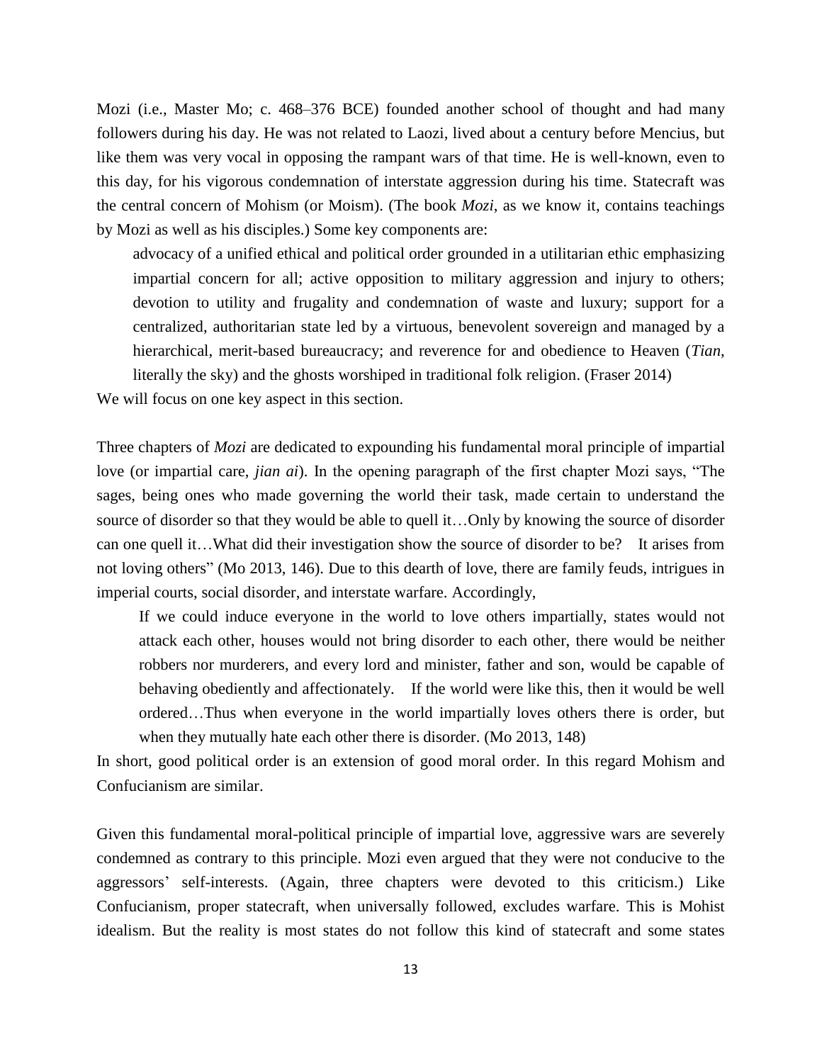Mozi (i.e., Master Mo; c. 468–376 BCE) founded another school of thought and had many followers during his day. He was not related to Laozi, lived about a century before Mencius, but like them was very vocal in opposing the rampant wars of that time. He is well-known, even to this day, for his vigorous condemnation of interstate aggression during his time. Statecraft was the central concern of Mohism (or Moism). (The book *Mozi*, as we know it, contains teachings by Mozi as well as his disciples.) Some key components are:

> advocacy of a unified ethical and political order grounded in a utilitarian ethic emphasizing impartial concern for all; active opposition to military aggression and injury to others; devotion to utility and frugality and condemnation of waste and luxury; support for a centralized, authoritarian state led by a virtuous, benevolent sovereign and managed by a hierarchical, merit-based bureaucracy; and reverence for and obedience to Heaven (*Tian*, literally the sky) and the ghosts worshiped in traditional folk religion. (Fraser 2014)

We will focus on one key aspect in this section.

Three chapters of *Mozi* are dedicated to expounding his fundamental moral principle of impartial love (or impartial care, *jian ai*). In the opening paragraph of the first chapter Mozi says, "The sages, being ones who made governing the world their task, made certain to understand the source of disorder so that they would be able to quell it…Only by knowing the source of disorder can one quell it…What did their investigation show the source of disorder to be? It arises from not loving others" (Mo 2013, 146). Due to this dearth of love, there are family feuds, intrigues in imperial courts, social disorder, and interstate warfare. Accordingly,

> If we could induce everyone in the world to love others impartially, states would not attack each other, houses would not bring disorder to each other, there would be neither robbers nor murderers, and every lord and minister, father and son, would be capable of behaving obediently and affectionately. If the world were like this, then it would be well ordered…Thus when everyone in the world impartially loves others there is order, but when they mutually hate each other there is disorder. (Mo 2013, 148)

In short, good political order is an extension of good moral order. In this regard Mohism and Confucianism are similar.

Given this fundamental moral-political principle of impartial love, aggressive wars are severely condemned as contrary to this principle. Mozi even argued that they were not conducive to the aggressors' self-interests. (Again, three chapters were devoted to this criticism.) Like Confucianism, proper statecraft, when universally followed, excludes warfare. This is Mohist idealism. But the reality is most states do not follow this kind of statecraft and some states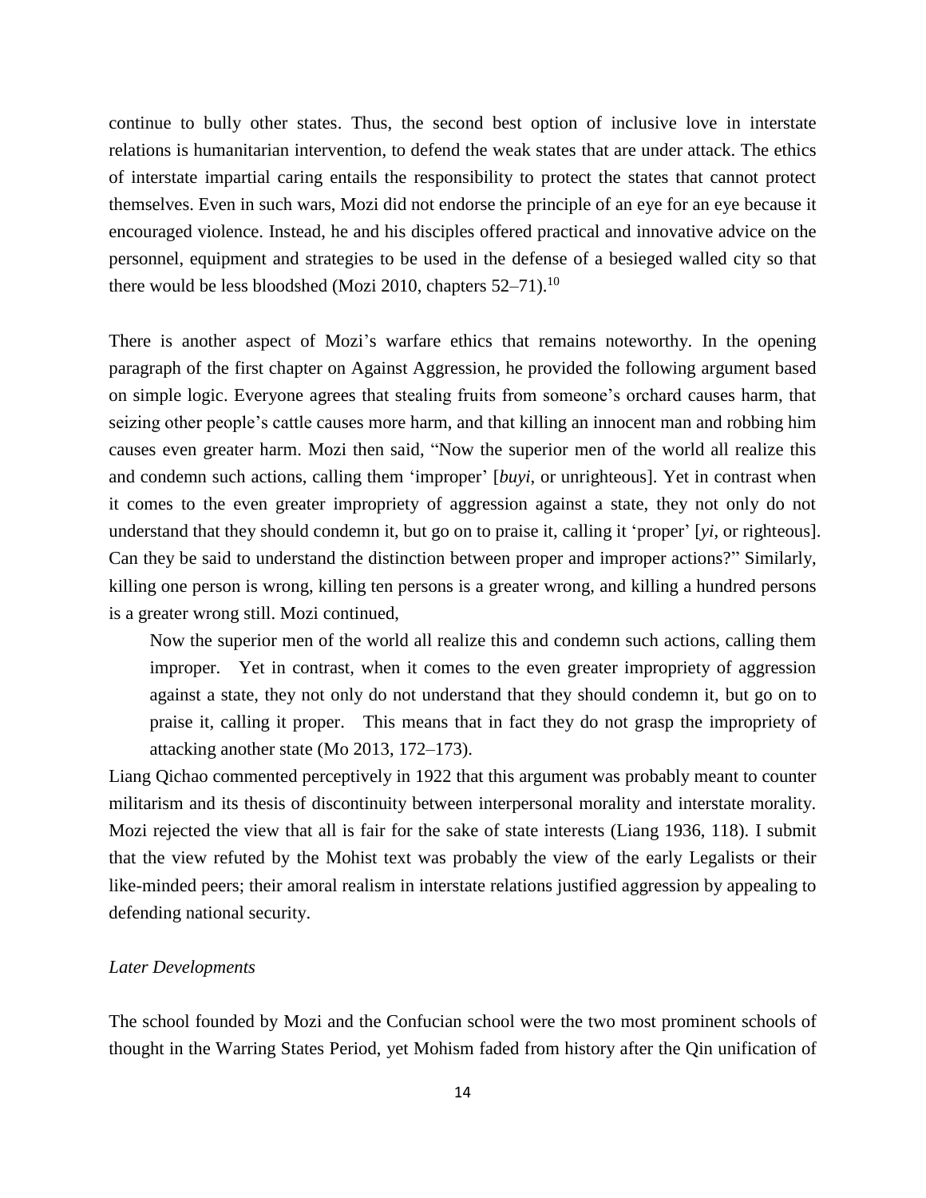continue to bully other states. Thus, the second best option of inclusive love in interstate relations is humanitarian intervention, to defend the weak states that are under attack. The ethics of interstate impartial caring entails the responsibility to protect the states that cannot protect themselves. Even in such wars, Mozi did not endorse the principle of an eye for an eye because it encouraged violence. Instead, he and his disciples offered practical and innovative advice on the personnel, equipment and strategies to be used in the defense of a besieged walled city so that there would be less bloodshed (Mozi 2010, chapters 52–71).[10]

There is another aspect of Mozi's warfare ethics that remains noteworthy. In the opening paragraph of the first chapter on Against Aggression, he provided the following argument based on simple logic. Everyone agrees that stealing fruits from someone's orchard causes harm, that seizing other people's cattle causes more harm, and that killing an innocent man and robbing him causes even greater harm. Mozi then said, "Now the superior men of the world all realize this and condemn such actions, calling them 'improper' [*buyi*, or unrighteous]. Yet in contrast when it comes to the even greater impropriety of aggression against a state, they not only do not understand that they should condemn it, but go on to praise it, calling it 'proper' [*yi*, or righteous]. Can they be said to understand the distinction between proper and improper actions?" Similarly, killing one person is wrong, killing ten persons is a greater wrong, and killing a hundred persons is a greater wrong still. Mozi continued,

> Now the superior men of the world all realize this and condemn such actions, calling them improper. Yet in contrast, when it comes to the even greater impropriety of aggression against a state, they not only do not understand that they should condemn it, but go on to praise it, calling it proper. This means that in fact they do not grasp the impropriety of attacking another state (Mo 2013, 172–173).

Liang Qichao commented perceptively in 1922 that this argument was probably meant to counter militarism and its thesis of discontinuity between interpersonal morality and interstate morality. Mozi rejected the view that all is fair for the sake of state interests (Liang 1936, 118). I submit that the view refuted by the Mohist text was probably the view of the early Legalists or their like-minded peers; their amoral realism in interstate relations justified aggression by appealing to defending national security.

*Later Developments*

The school founded by Mozi and the Confucian school were the two most prominent schools of thought in the Warring States Period, yet Mohism faded from history after the Qin unification of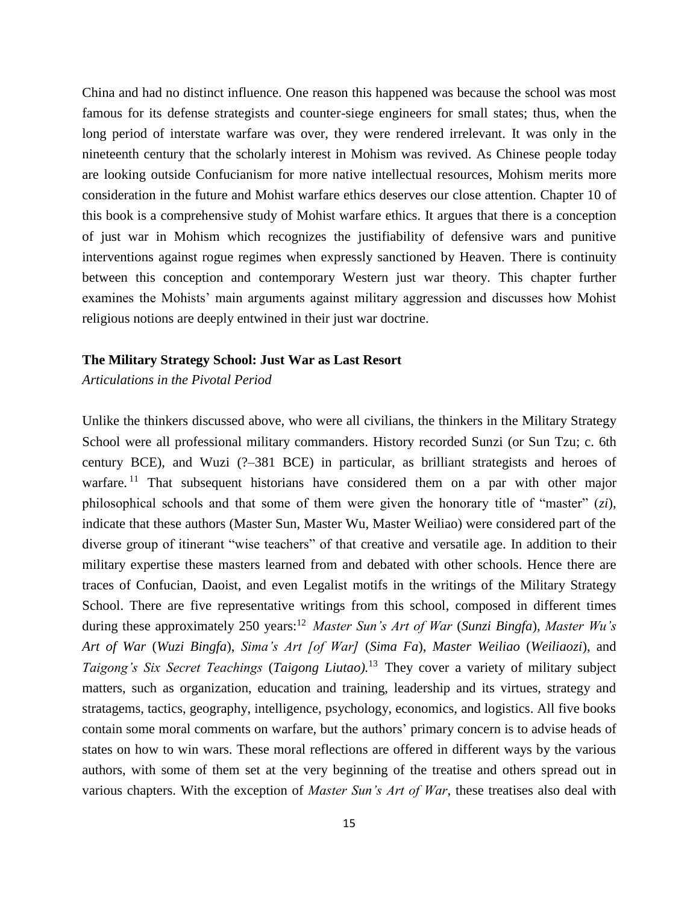China and had no distinct influence. One reason this happened was because the school was most famous for its defense strategists and counter-siege engineers for small states; thus, when the long period of interstate warfare was over, they were rendered irrelevant. It was only in the nineteenth century that the scholarly interest in Mohism was revived. As Chinese people today are looking outside Confucianism for more native intellectual resources, Mohism merits more consideration in the future and Mohist warfare ethics deserves our close attention. Chapter 10 of this book is a comprehensive study of Mohist warfare ethics. It argues that there is a conception of just war in Mohism which recognizes the justifiability of defensive wars and punitive interventions against rogue regimes when expressly sanctioned by Heaven. There is continuity between this conception and contemporary Western just war theory. This chapter further examines the Mohists' main arguments against military aggression and discusses how Mohist religious notions are deeply entwined in their just war doctrine.

**The Military Strategy School: Just War as Last Resort**

*Articulations in the Pivotal Period*

Unlike the thinkers discussed above, who were all civilians, the thinkers in the Military Strategy School were all professional military commanders. History recorded Sunzi (or Sun Tzu; c. 6th century BCE), and Wuzi (?–381 BCE) in particular, as brilliant strategists and heroes of warfare.[11] That subsequent historians have considered them on a par with other major philosophical schools and that some of them were given the honorary title of "master" (*zi*), indicate that these authors (Master Sun, Master Wu, Master Weiliao) were considered part of the diverse group of itinerant "wise teachers" of that creative and versatile age. In addition to their military expertise these masters learned from and debated with other schools. Hence there are traces of Confucian, Daoist, and even Legalist motifs in the writings of the Military Strategy School. There are five representative writings from this school, composed in different times during these approximately 250 years:[12] *Master Sun's Art of War* (*Sunzi Bingfa*), *Master Wu's Art of War* (*Wuzi Bingfa*), *Sima's Art [of War]* (*Sima Fa*), *Master Weiliao* (*Weiliaozi*), and *Taigong's Six Secret Teachings* (*Taigong Liutao*).[13] They cover a variety of military subject matters, such as organization, education and training, leadership and its virtues, strategy and stratagems, tactics, geography, intelligence, psychology, economics, and logistics. All five books contain some moral comments on warfare, but the authors' primary concern is to advise heads of states on how to win wars. These moral reflections are offered in different ways by the various authors, with some of them set at the very beginning of the treatise and others spread out in various chapters. With the exception of *Master Sun's Art of War*, these treatises also deal with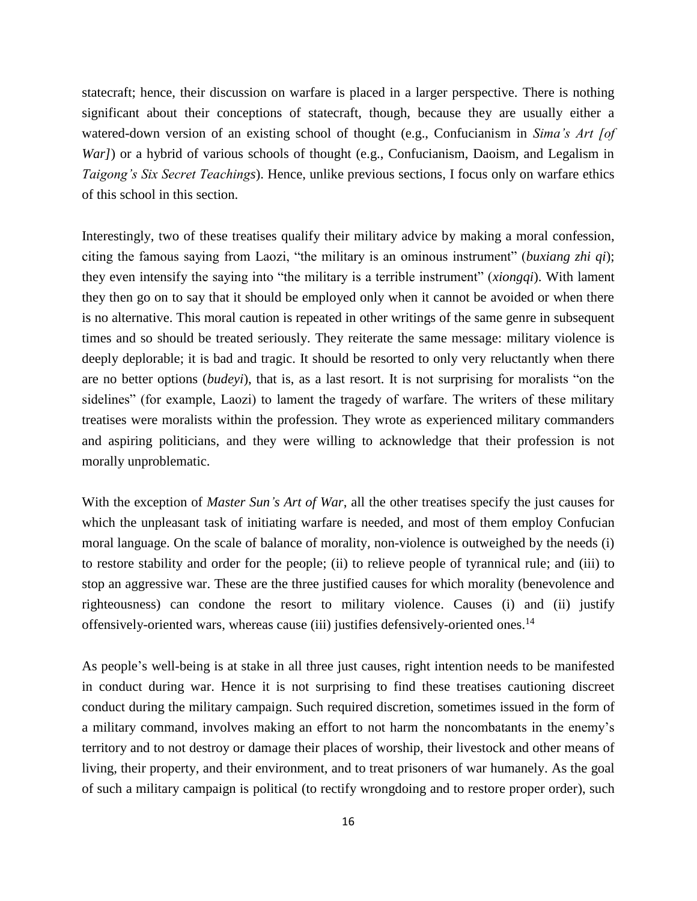statecraft; hence, their discussion on warfare is placed in a larger perspective. There is nothing significant about their conceptions of statecraft, though, because they are usually either a watered-down version of an existing school of thought (e.g., Confucianism in *Sima's Art [of War]*) or a hybrid of various schools of thought (e.g., Confucianism, Daoism, and Legalism in *Taigong's Six Secret Teachings*). Hence, unlike previous sections, I focus only on warfare ethics of this school in this section.

Interestingly, two of these treatises qualify their military advice by making a moral confession, citing the famous saying from Laozi, "the military is an ominous instrument" (*buxiang zhi qi*); they even intensify the saying into "the military is a terrible instrument" (*xiongqi*). With lament they then go on to say that it should be employed only when it cannot be avoided or when there is no alternative. This moral caution is repeated in other writings of the same genre in subsequent times and so should be treated seriously. They reiterate the same message: military violence is deeply deplorable; it is bad and tragic. It should be resorted to only very reluctantly when there are no better options (*budeyi*), that is, as a last resort. It is not surprising for moralists "on the sidelines" (for example, Laozi) to lament the tragedy of warfare. The writers of these military treatises were moralists within the profession. They wrote as experienced military commanders and aspiring politicians, and they were willing to acknowledge that their profession is not morally unproblematic.

With the exception of *Master Sun's Art of War*, all the other treatises specify the just causes for which the unpleasant task of initiating warfare is needed, and most of them employ Confucian moral language. On the scale of balance of morality, non-violence is outweighed by the needs (i) to restore stability and order for the people; (ii) to relieve people of tyrannical rule; and (iii) to stop an aggressive war. These are the three justified causes for which morality (benevolence and righteousness) can condone the resort to military violence. Causes (i) and (ii) justify offensively-oriented wars, whereas cause (iii) justifies defensively-oriented ones.[14]

As people's well-being is at stake in all three just causes, right intention needs to be manifested in conduct during war. Hence it is not surprising to find these treatises cautioning discreet conduct during the military campaign. Such required discretion, sometimes issued in the form of a military command, involves making an effort to not harm the noncombatants in the enemy's territory and to not destroy or damage their places of worship, their livestock and other means of living, their property, and their environment, and to treat prisoners of war humanely. As the goal of such a military campaign is political (to rectify wrongdoing and to restore proper order), such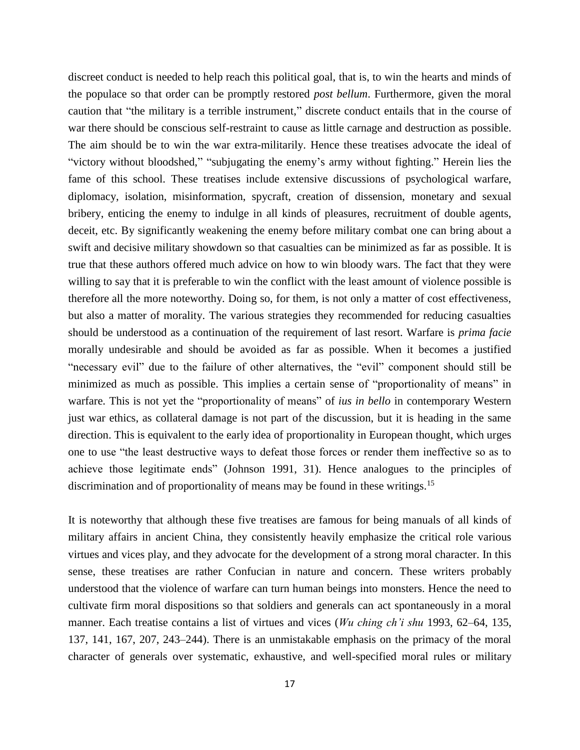discreet conduct is needed to help reach this political goal, that is, to win the hearts and minds of the populace so that order can be promptly restored *post bellum*. Furthermore, given the moral caution that "the military is a terrible instrument," discrete conduct entails that in the course of war there should be conscious self-restraint to cause as little carnage and destruction as possible. The aim should be to win the war extra-militarily. Hence these treatises advocate the ideal of "victory without bloodshed," "subjugating the enemy's army without fighting." Herein lies the fame of this school. These treatises include extensive discussions of psychological warfare, diplomacy, isolation, misinformation, spycraft, creation of dissension, monetary and sexual bribery, enticing the enemy to indulge in all kinds of pleasures, recruitment of double agents, deceit, etc. By significantly weakening the enemy before military combat one can bring about a swift and decisive military showdown so that casualties can be minimized as far as possible. It is true that these authors offered much advice on how to win bloody wars. The fact that they were willing to say that it is preferable to win the conflict with the least amount of violence possible is therefore all the more noteworthy. Doing so, for them, is not only a matter of cost effectiveness, but also a matter of morality. The various strategies they recommended for reducing casualties should be understood as a continuation of the requirement of last resort. Warfare is *prima facie* morally undesirable and should be avoided as far as possible. When it becomes a justified "necessary evil" due to the failure of other alternatives, the "evil" component should still be minimized as much as possible. This implies a certain sense of "proportionality of means" in warfare. This is not yet the "proportionality of means" of *ius in bello* in contemporary Western just war ethics, as collateral damage is not part of the discussion, but it is heading in the same direction. This is equivalent to the early idea of proportionality in European thought, which urges one to use "the least destructive ways to defeat those forces or render them ineffective so as to achieve those legitimate ends" (Johnson 1991, 31). Hence analogues to the principles of discrimination and of proportionality of means may be found in these writings.[15]

It is noteworthy that although these five treatises are famous for being manuals of all kinds of military affairs in ancient China, they consistently heavily emphasize the critical role various virtues and vices play, and they advocate for the development of a strong moral character. In this sense, these treatises are rather Confucian in nature and concern. These writers probably understood that the violence of warfare can turn human beings into monsters. Hence the need to cultivate firm moral dispositions so that soldiers and generals can act spontaneously in a moral manner. Each treatise contains a list of virtues and vices (*Wu ching ch'i shu* 1993, 62–64, 135, 137, 141, 167, 207, 243–244). There is an unmistakable emphasis on the primacy of the moral character of generals over systematic, exhaustive, and well-specified moral rules or military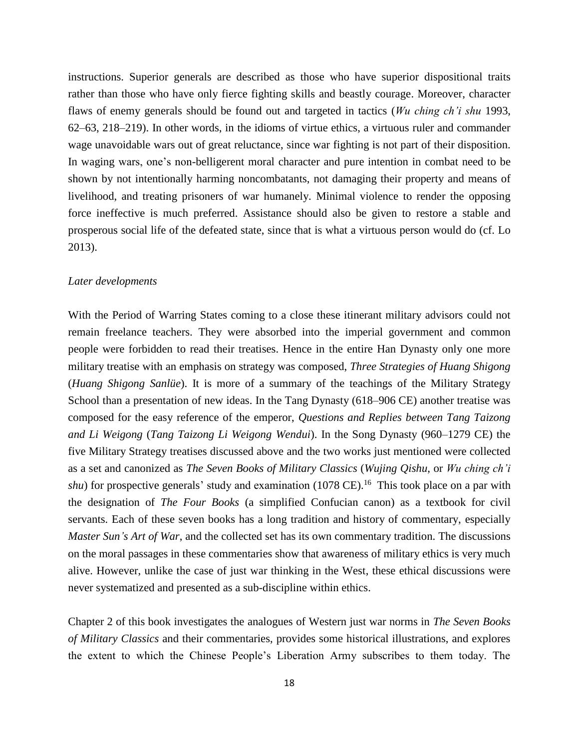instructions. Superior generals are described as those who have superior dispositional traits rather than those who have only fierce fighting skills and beastly courage. Moreover, character flaws of enemy generals should be found out and targeted in tactics (*Wu ching ch'i shu* 1993, 62–63, 218–219). In other words, in the idioms of virtue ethics, a virtuous ruler and commander wage unavoidable wars out of great reluctance, since war fighting is not part of their disposition. In waging wars, one's non-belligerent moral character and pure intention in combat need to be shown by not intentionally harming noncombatants, not damaging their property and means of livelihood, and treating prisoners of war humanely. Minimal violence to render the opposing force ineffective is much preferred. Assistance should also be given to restore a stable and prosperous social life of the defeated state, since that is what a virtuous person would do (cf. Lo 2013).

*Later developments*

With the Period of Warring States coming to a close these itinerant military advisors could not remain freelance teachers. They were absorbed into the imperial government and common people were forbidden to read their treatises. Hence in the entire Han Dynasty only one more military treatise with an emphasis on strategy was composed, *Three Strategies of Huang Shigong* (*Huang Shigong Sanlüe*). It is more of a summary of the teachings of the Military Strategy School than a presentation of new ideas. In the Tang Dynasty (618–906 CE) another treatise was composed for the easy reference of the emperor, *Questions and Replies between Tang Taizong and Li Weigong* (*Tang Taizong Li Weigong Wendui*). In the Song Dynasty (960–1279 CE) the five Military Strategy treatises discussed above and the two works just mentioned were collected as a set and canonized as *The Seven Books of Military Classics* (*Wujing Qishu*, or *Wu ching ch'i shu*) for prospective generals' study and examination (1078 CE).[16] This took place on a par with the designation of *The Four Books* (a simplified Confucian canon) as a textbook for civil servants. Each of these seven books has a long tradition and history of commentary, especially *Master Sun's Art of War*, and the collected set has its own commentary tradition. The discussions on the moral passages in these commentaries show that awareness of military ethics is very much alive. However, unlike the case of just war thinking in the West, these ethical discussions were never systematized and presented as a sub-discipline within ethics.

Chapter 2 of this book investigates the analogues of Western just war norms in *The Seven Books of Military Classics* and their commentaries, provides some historical illustrations, and explores the extent to which the Chinese People's Liberation Army subscribes to them today. The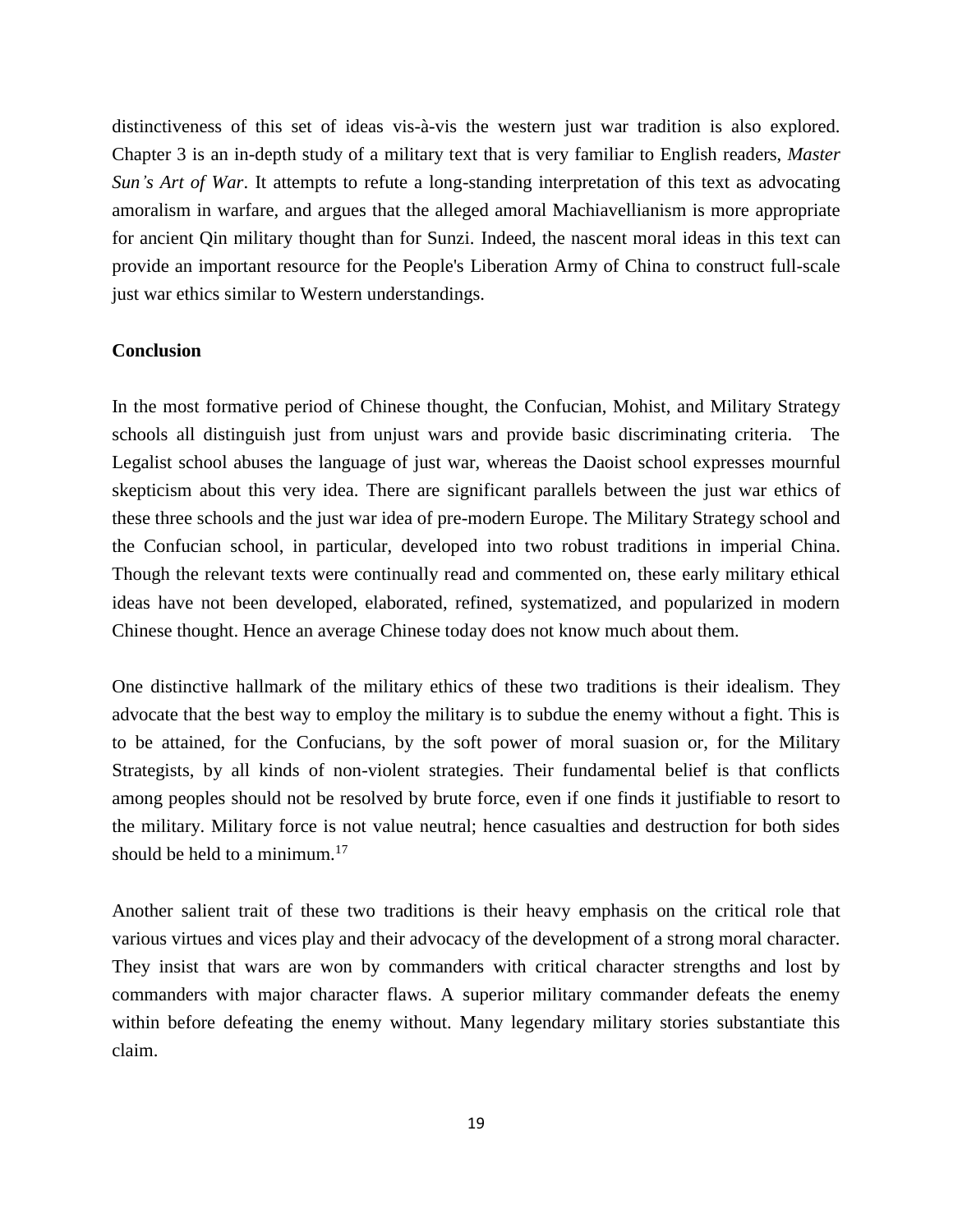distinctiveness of this set of ideas vis-à-vis the western just war tradition is also explored. Chapter 3 is an in-depth study of a military text that is very familiar to English readers, *Master Sun's Art of War*. It attempts to refute a long-standing interpretation of this text as advocating amoralism in warfare, and argues that the alleged amoral Machiavellianism is more appropriate for ancient Qin military thought than for Sunzi. Indeed, the nascent moral ideas in this text can provide an important resource for the People's Liberation Army of China to construct full-scale just war ethics similar to Western understandings.

**Conclusion**

In the most formative period of Chinese thought, the Confucian, Mohist, and Military Strategy schools all distinguish just from unjust wars and provide basic discriminating criteria. The Legalist school abuses the language of just war, whereas the Daoist school expresses mournful skepticism about this very idea. There are significant parallels between the just war ethics of these three schools and the just war idea of pre-modern Europe. The Military Strategy school and the Confucian school, in particular, developed into two robust traditions in imperial China. Though the relevant texts were continually read and commented on, these early military ethical ideas have not been developed, elaborated, refined, systematized, and popularized in modern Chinese thought. Hence an average Chinese today does not know much about them.

One distinctive hallmark of the military ethics of these two traditions is their idealism. They advocate that the best way to employ the military is to subdue the enemy without a fight. This is to be attained, for the Confucians, by the soft power of moral suasion or, for the Military Strategists, by all kinds of non-violent strategies. Their fundamental belief is that conflicts among peoples should not be resolved by brute force, even if one finds it justifiable to resort to the military. Military force is not value neutral; hence casualties and destruction for both sides should be held to a minimum.[17]

Another salient trait of these two traditions is their heavy emphasis on the critical role that various virtues and vices play and their advocacy of the development of a strong moral character. They insist that wars are won by commanders with critical character strengths and lost by commanders with major character flaws. A superior military commander defeats the enemy within before defeating the enemy without. Many legendary military stories substantiate this claim.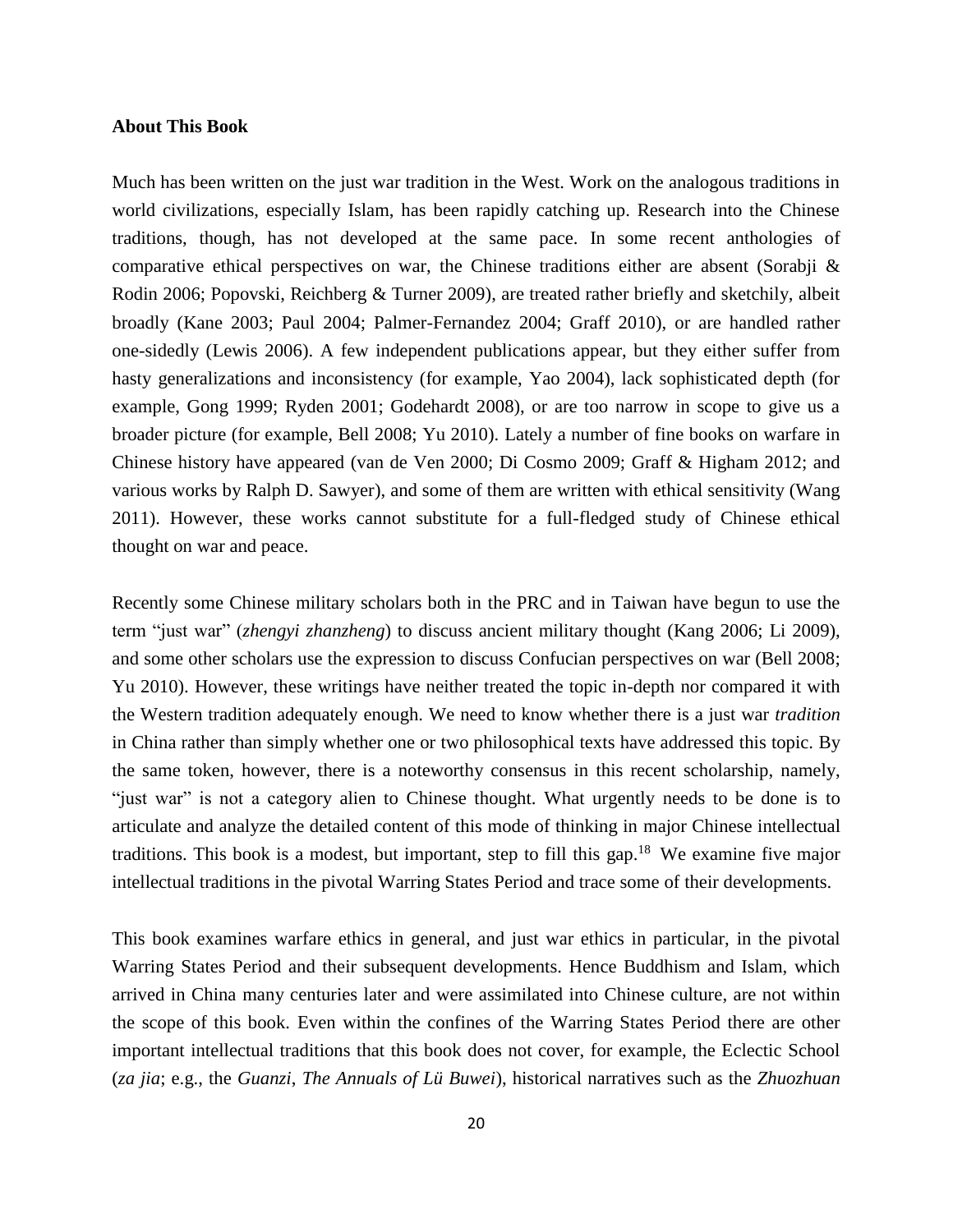**About This Book**

Much has been written on the just war tradition in the West. Work on the analogous traditions in world civilizations, especially Islam, has been rapidly catching up. Research into the Chinese traditions, though, has not developed at the same pace. In some recent anthologies of comparative ethical perspectives on war, the Chinese traditions either are absent (Sorabji & Rodin 2006; Popovski, Reichberg & Turner 2009), are treated rather briefly and sketchily, albeit broadly (Kane 2003; Paul 2004; Palmer-Fernandez 2004; Graff 2010), or are handled rather one-sidedly (Lewis 2006). A few independent publications appear, but they either suffer from hasty generalizations and inconsistency (for example, Yao 2004), lack sophisticated depth (for example, Gong 1999; Ryden 2001; Godehardt 2008), or are too narrow in scope to give us a broader picture (for example, Bell 2008; Yu 2010). Lately a number of fine books on warfare in Chinese history have appeared (van de Ven 2000; Di Cosmo 2009; Graff & Higham 2012; and various works by Ralph D. Sawyer), and some of them are written with ethical sensitivity (Wang 2011). However, these works cannot substitute for a full-fledged study of Chinese ethical thought on war and peace.

Recently some Chinese military scholars both in the PRC and in Taiwan have begun to use the term "just war" (*zhengyi zhanzheng*) to discuss ancient military thought (Kang 2006; Li 2009), and some other scholars use the expression to discuss Confucian perspectives on war (Bell 2008; Yu 2010). However, these writings have neither treated the topic in-depth nor compared it with the Western tradition adequately enough. We need to know whether there is a just war *tradition* in China rather than simply whether one or two philosophical texts have addressed this topic. By the same token, however, there is a noteworthy consensus in this recent scholarship, namely, "just war" is not a category alien to Chinese thought. What urgently needs to be done is to articulate and analyze the detailed content of this mode of thinking in major Chinese intellectual traditions. This book is a modest, but important, step to fill this gap.[18] We examine five major intellectual traditions in the pivotal Warring States Period and trace some of their developments.

This book examines warfare ethics in general, and just war ethics in particular, in the pivotal Warring States Period and their subsequent developments. Hence Buddhism and Islam, which arrived in China many centuries later and were assimilated into Chinese culture, are not within the scope of this book. Even within the confines of the Warring States Period there are other important intellectual traditions that this book does not cover, for example, the Eclectic School (*za jia*; e.g., the *Guanzi*, *The Annuals of Lü Buwei*), historical narratives such as the *Zhuozhuan*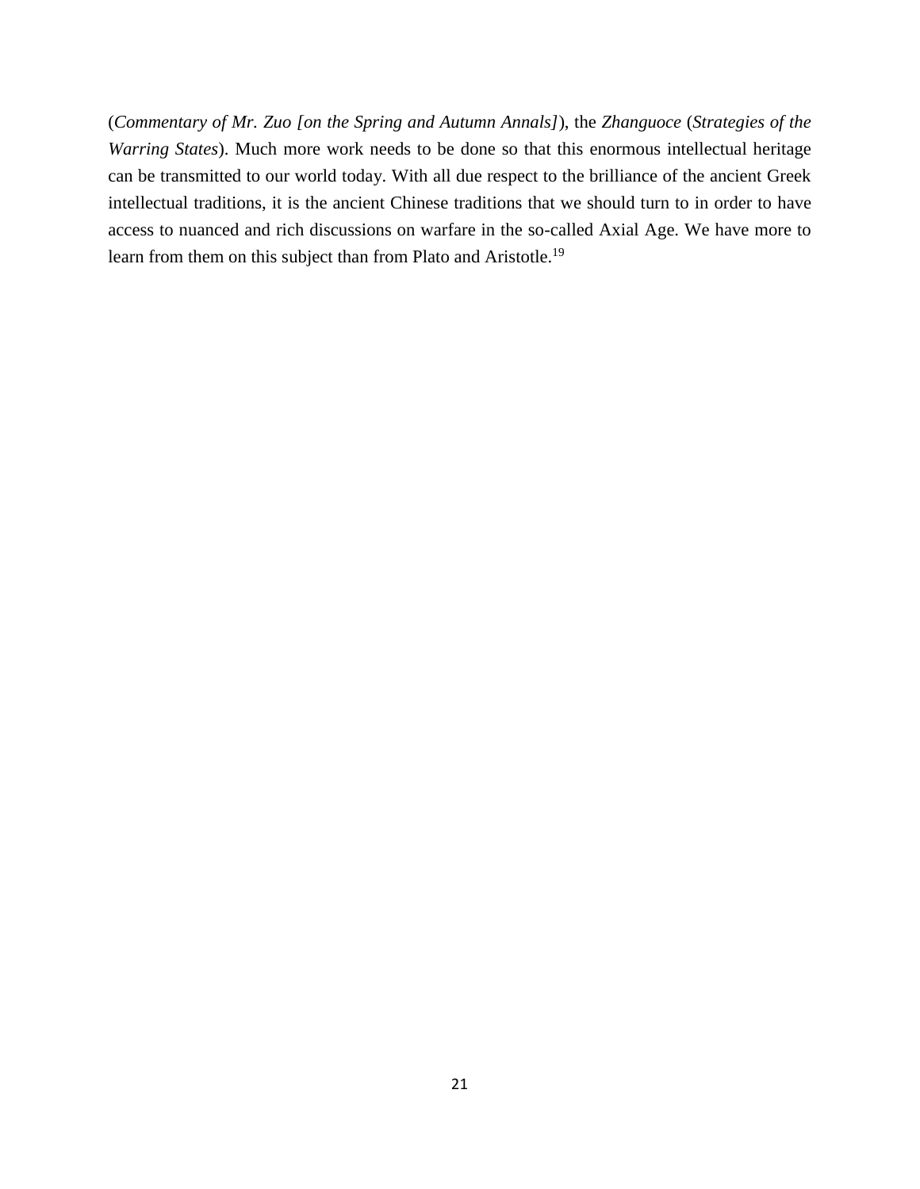(*Commentary of Mr. Zuo [on the Spring and Autumn Annals]*), the *Zhanguoce* (*Strategies of the Warring States*). Much more work needs to be done so that this enormous intellectual heritage can be transmitted to our world today. With all due respect to the brilliance of the ancient Greek intellectual traditions, it is the ancient Chinese traditions that we should turn to in order to have access to nuanced and rich discussions on warfare in the so-called Axial Age. We have more to learn from them on this subject than from Plato and Aristotle.[19]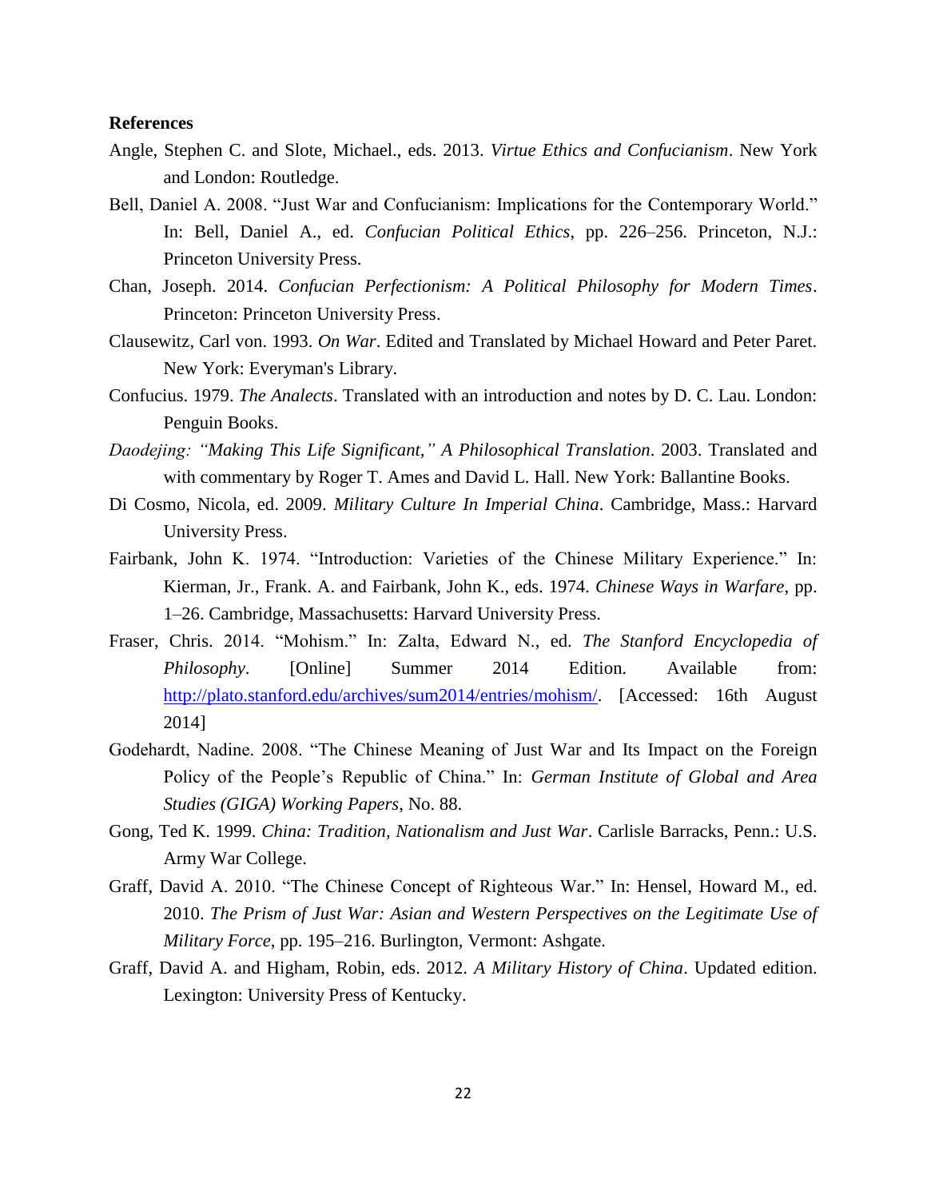**References**

Angle, Stephen C. and Slote, Michael., eds. 2013. *Virtue Ethics and Confucianism*. New York and London: Routledge.

Bell, Daniel A. 2008. "Just War and Confucianism: Implications for the Contemporary World." In: Bell, Daniel A., ed. *Confucian Political Ethics*, pp. 226–256. Princeton, N.J.: Princeton University Press.

Chan, Joseph. 2014. *Confucian Perfectionism: A Political Philosophy for Modern Times*. Princeton: Princeton University Press.

Clausewitz, Carl von. 1993. *On War*. Edited and Translated by Michael Howard and Peter Paret. New York: Everyman's Library.

Confucius. 1979. *The Analects*. Translated with an introduction and notes by D. C. Lau. London: Penguin Books.

*Daodejing: "Making This Life Significant," A Philosophical Translation*. 2003. Translated and with commentary by Roger T. Ames and David L. Hall. New York: Ballantine Books.

Di Cosmo, Nicola, ed. 2009. *Military Culture In Imperial China*. Cambridge, Mass.: Harvard University Press.

Fairbank, John K. 1974. "Introduction: Varieties of the Chinese Military Experience." In: Kierman, Jr., Frank. A. and Fairbank, John K., eds. 1974. *Chinese Ways in Warfare*, pp. 1–26. Cambridge, Massachusetts: Harvard University Press.

Fraser, Chris. 2014. "Mohism." In: Zalta, Edward N., ed. *The Stanford Encyclopedia of Philosophy*. [Online] Summer 2014 Edition. Available from: http://plato.stanford.edu/archives/sum2014/entries/mohism/. [Accessed: 16th August 2014]

Godehardt, Nadine. 2008. "The Chinese Meaning of Just War and Its Impact on the Foreign Policy of the People's Republic of China." In: *German Institute of Global and Area Studies (GIGA) Working Papers*, No. 88.

Gong, Ted K. 1999. *China: Tradition, Nationalism and Just War*. Carlisle Barracks, Penn.: U.S. Army War College.

Graff, David A. 2010. "The Chinese Concept of Righteous War." In: Hensel, Howard M., ed. 2010. *The Prism of Just War: Asian and Western Perspectives on the Legitimate Use of Military Force*, pp. 195–216. Burlington, Vermont: Ashgate.

Graff, David A. and Higham, Robin, eds. 2012. *A Military History of China*. Updated edition. Lexington: University Press of Kentucky.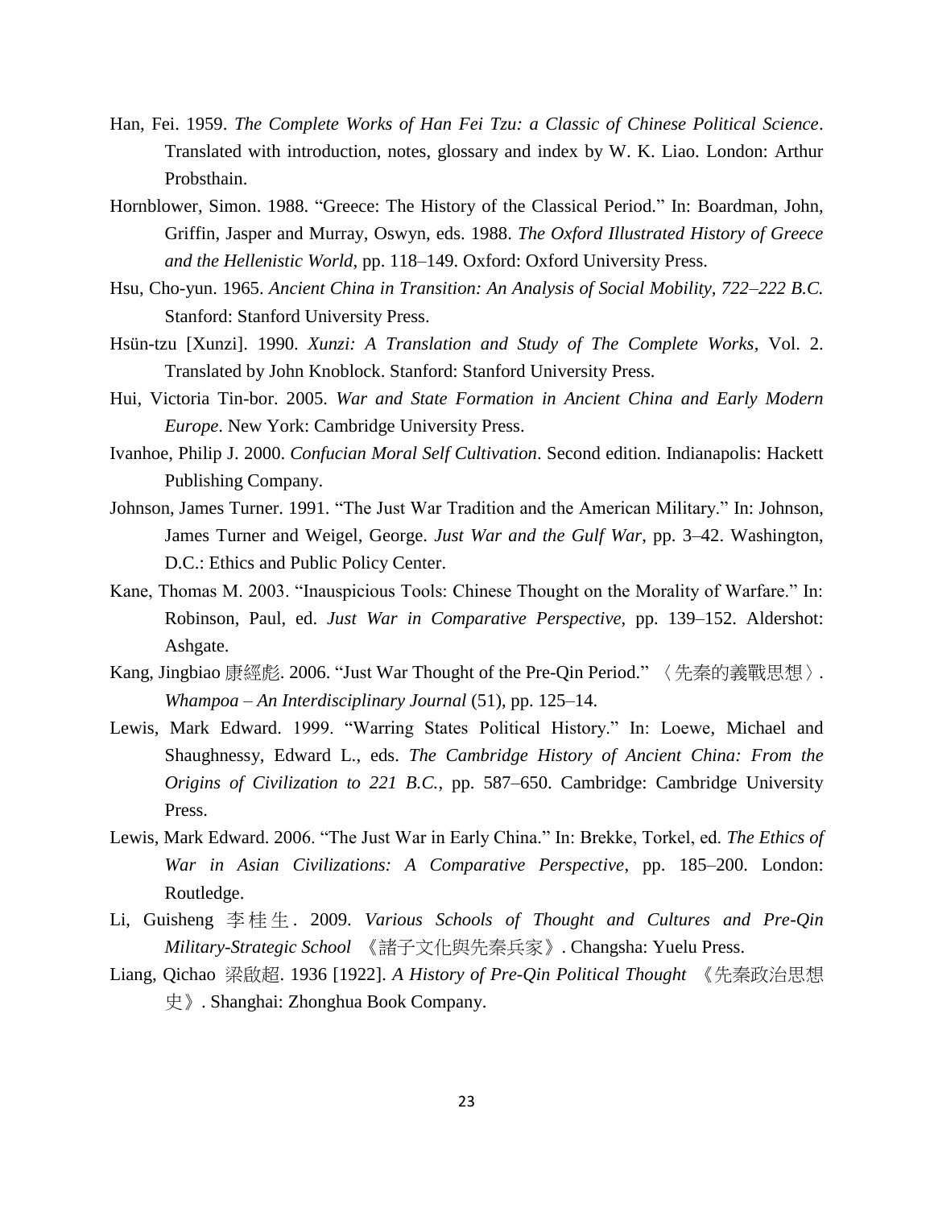Han, Fei. 1959. *The Complete Works of Han Fei Tzu: a Classic of Chinese Political Science*. Translated with introduction, notes, glossary and index by W. K. Liao. London: Arthur Probsthain.

Hornblower, Simon. 1988. "Greece: The History of the Classical Period." In: Boardman, John, Griffin, Jasper and Murray, Oswyn, eds. 1988. *The Oxford Illustrated History of Greece and the Hellenistic World*, pp. 118–149. Oxford: Oxford University Press.

Hsu, Cho-yun. 1965. *Ancient China in Transition: An Analysis of Social Mobility, 722–222 B.C.* Stanford: Stanford University Press.

Hsün-tzu [Xunzi]. 1990. *Xunzi: A Translation and Study of The Complete Works*, Vol. 2. Translated by John Knoblock. Stanford: Stanford University Press.

Hui, Victoria Tin-bor. 2005. *War and State Formation in Ancient China and Early Modern Europe*. New York: Cambridge University Press.

Ivanhoe, Philip J. 2000. *Confucian Moral Self Cultivation*. Second edition. Indianapolis: Hackett Publishing Company.

Johnson, James Turner. 1991. "The Just War Tradition and the American Military." In: Johnson, James Turner and Weigel, George. *Just War and the Gulf War*, pp. 3–42. Washington, D.C.: Ethics and Public Policy Center.

Kane, Thomas M. 2003. "Inauspicious Tools: Chinese Thought on the Morality of Warfare." In: Robinson, Paul, ed. *Just War in Comparative Perspective*, pp. 139–152. Aldershot: Ashgate.

Kang, Jingbiao 康經彪. 2006. "Just War Thought of the Pre-Qin Period." 〈先秦的義戰思想〉. *Whampoa – An Interdisciplinary Journal* (51), pp. 125–14.

Lewis, Mark Edward. 1999. "Warring States Political History." In: Loewe, Michael and Shaughnessy, Edward L., eds. *The Cambridge History of Ancient China: From the Origins of Civilization to 221 B.C.*, pp. 587–650. Cambridge: Cambridge University Press.

Lewis, Mark Edward. 2006. "The Just War in Early China." In: Brekke, Torkel, ed. *The Ethics of War in Asian Civilizations: A Comparative Perspective*, pp. 185–200. London: Routledge.

Li, Guisheng 李桂生. 2009. *Various Schools of Thought and Cultures and Pre-Qin Military-Strategic School* 《諸子文化與先秦兵家》. Changsha: Yuelu Press.

Liang, Qichao 梁啟超. 1936 [1922]. *A History of Pre-Qin Political Thought* 《先秦政治思想史》. Shanghai: Zhonghua Book Company.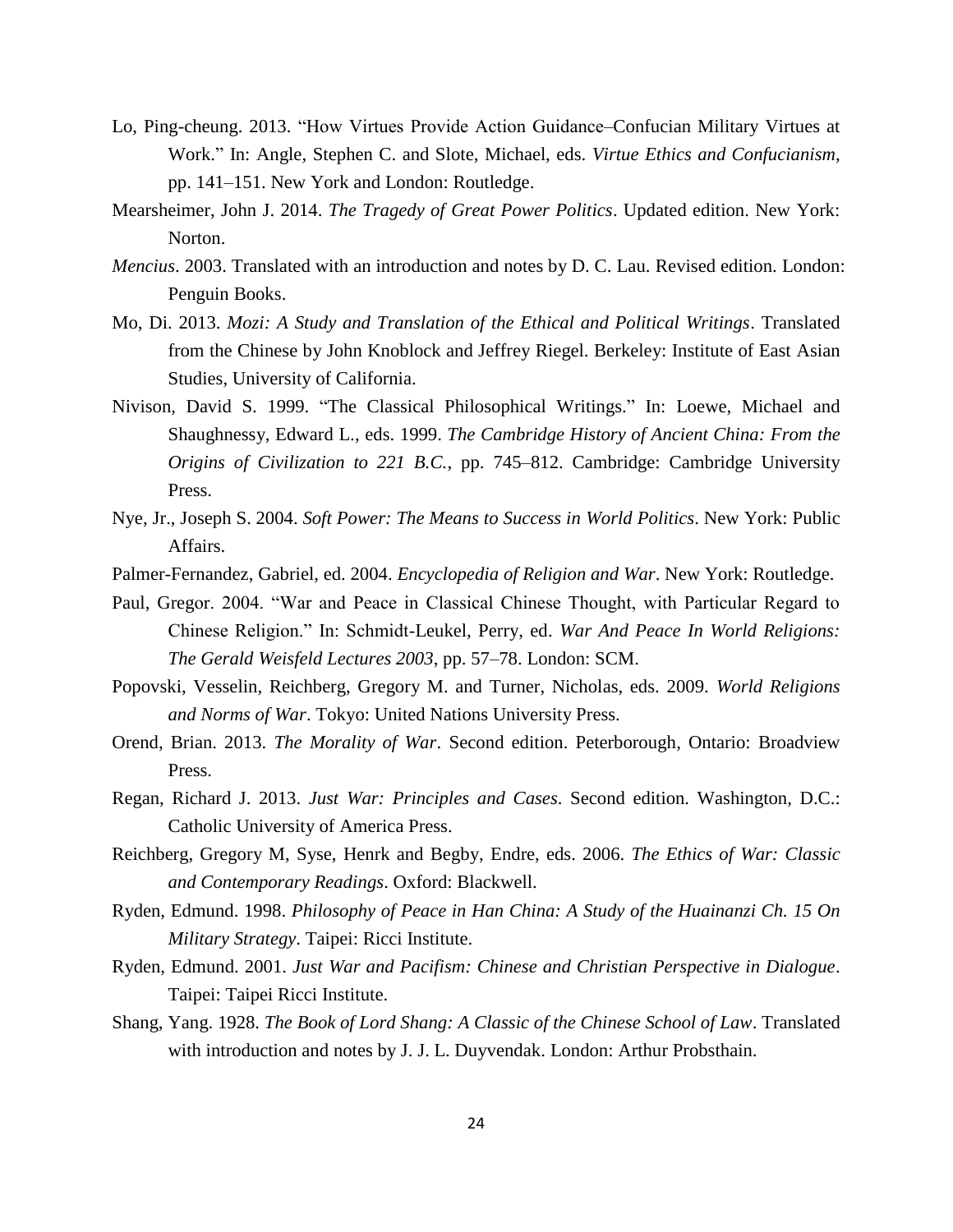Lo, Ping-cheung. 2013. “How Virtues Provide Action Guidance–Confucian Military Virtues at Work.” In: Angle, Stephen C. and Slote, Michael, eds. *Virtue Ethics and Confucianism*, pp. 141–151. New York and London: Routledge.

Mearsheimer, John J. 2014. *The Tragedy of Great Power Politics*. Updated edition. New York: Norton.

*Mencius*. 2003. Translated with an introduction and notes by D. C. Lau. Revised edition. London: Penguin Books.

Mo, Di. 2013. *Mozi: A Study and Translation of the Ethical and Political Writings*. Translated from the Chinese by John Knoblock and Jeffrey Riegel. Berkeley: Institute of East Asian Studies, University of California.

Nivison, David S. 1999. “The Classical Philosophical Writings.” In: Loewe, Michael and Shaughnessy, Edward L., eds. 1999. *The Cambridge History of Ancient China: From the Origins of Civilization to 221 B.C.*, pp. 745–812. Cambridge: Cambridge University Press.

Nye, Jr., Joseph S. 2004. *Soft Power: The Means to Success in World Politics*. New York: Public Affairs.

Palmer-Fernandez, Gabriel, ed. 2004. *Encyclopedia of Religion and War*. New York: Routledge.

Paul, Gregor. 2004. “War and Peace in Classical Chinese Thought, with Particular Regard to Chinese Religion.” In: Schmidt-Leukel, Perry, ed. *War And Peace In World Religions: The Gerald Weisfeld Lectures 2003*, pp. 57–78. London: SCM.

Popovski, Vesselin, Reichberg, Gregory M. and Turner, Nicholas, eds. 2009. *World Religions and Norms of War*. Tokyo: United Nations University Press.

Orend, Brian. 2013. *The Morality of War*. Second edition. Peterborough, Ontario: Broadview Press.

Regan, Richard J. 2013. *Just War: Principles and Cases*. Second edition. Washington, D.C.: Catholic University of America Press.

Reichberg, Gregory M, Syse, Henrk and Begby, Endre, eds. 2006. *The Ethics of War: Classic and Contemporary Readings*. Oxford: Blackwell.

Ryden, Edmund. 1998. *Philosophy of Peace in Han China: A Study of the Huainanzi Ch. 15 On Military Strategy*. Taipei: Ricci Institute.

Ryden, Edmund. 2001. *Just War and Pacifism: Chinese and Christian Perspective in Dialogue*. Taipei: Taipei Ricci Institute.

Shang, Yang. 1928. *The Book of Lord Shang: A Classic of the Chinese School of Law*. Translated with introduction and notes by J. J. L. Duyvendak. London: Arthur Probsthain.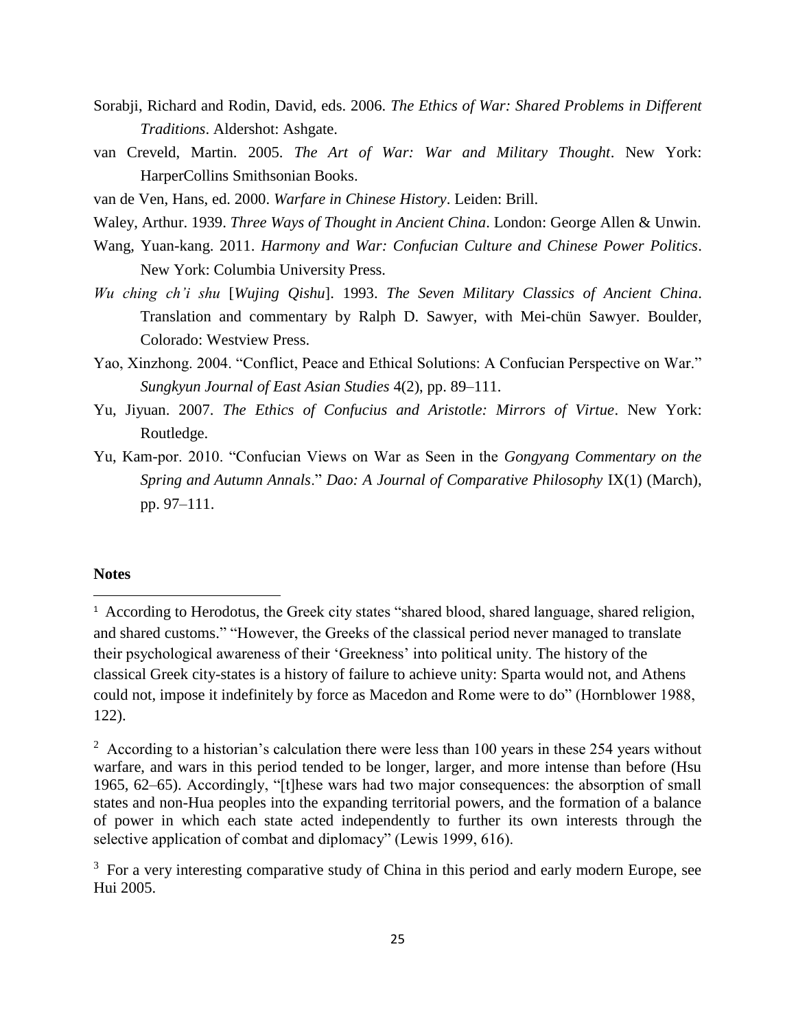Sorabji, Richard and Rodin, David, eds. 2006. *The Ethics of War: Shared Problems in Different Traditions*. Aldershot: Ashgate.

van Creveld, Martin. 2005. *The Art of War: War and Military Thought*. New York: HarperCollins Smithsonian Books.

van de Ven, Hans, ed. 2000. *Warfare in Chinese History*. Leiden: Brill.

Waley, Arthur. 1939. *Three Ways of Thought in Ancient China*. London: George Allen & Unwin.

Wang, Yuan-kang. 2011. *Harmony and War: Confucian Culture and Chinese Power Politics*. New York: Columbia University Press.

*Wu ching ch'i shu* [*Wujing Qishu*]. 1993. *The Seven Military Classics of Ancient China*. Translation and commentary by Ralph D. Sawyer, with Mei-chün Sawyer. Boulder, Colorado: Westview Press.

Yao, Xinzhong. 2004. "Conflict, Peace and Ethical Solutions: A Confucian Perspective on War." *Sungkyun Journal of East Asian Studies* 4(2), pp. 89–111.

Yu, Jiyuan. 2007. *The Ethics of Confucius and Aristotle: Mirrors of Virtue*. New York: Routledge.

Yu, Kam-por. 2010. "Confucian Views on War as Seen in the *Gongyang Commentary on the Spring and Autumn Annals*." *Dao: A Journal of Comparative Philosophy* IX(1) (March), pp. 97–111.

**Notes**

---

[1] According to Herodotus, the Greek city states "shared blood, shared language, shared religion, and shared customs." "However, the Greeks of the classical period never managed to translate their psychological awareness of their 'Greekness' into political unity. The history of the classical Greek city-states is a history of failure to achieve unity: Sparta would not, and Athens could not, impose it indefinitely by force as Macedon and Rome were to do" (Hornblower 1988, 122).

[2] According to a historian's calculation there were less than 100 years in these 254 years without warfare, and wars in this period tended to be longer, larger, and more intense than before (Hsu 1965, 62–65). Accordingly, "[t]hese wars had two major consequences: the absorption of small states and non-Hua peoples into the expanding territorial powers, and the formation of a balance of power in which each state acted independently to further its own interests through the selective application of combat and diplomacy" (Lewis 1999, 616).

[3] For a very interesting comparative study of China in this period and early modern Europe, see Hui 2005.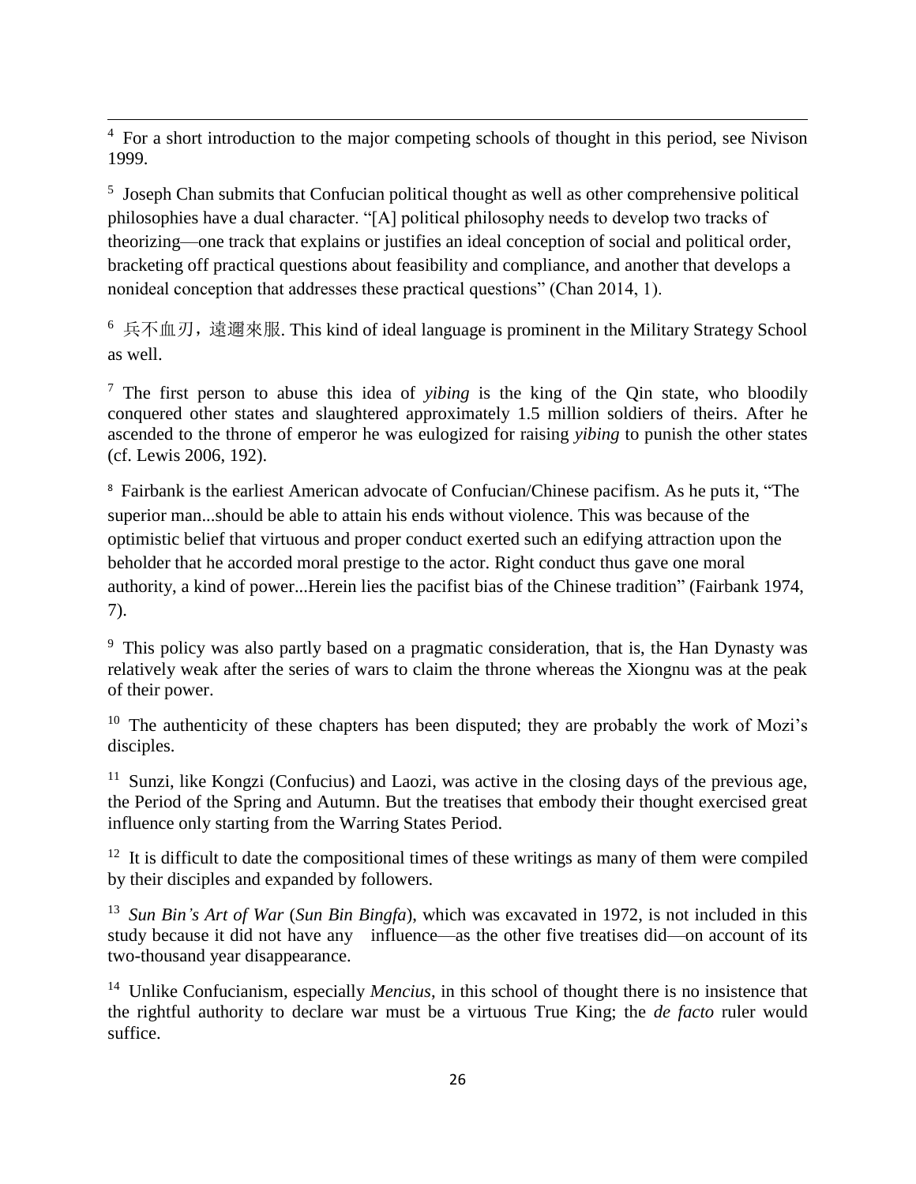[4] For a short introduction to the major competing schools of thought in this period, see Nivison 1999.

[5] Joseph Chan submits that Confucian political thought as well as other comprehensive political philosophies have a dual character. "[A] political philosophy needs to develop two tracks of theorizing—one track that explains or justifies an ideal conception of social and political order, bracketing off practical questions about feasibility and compliance, and another that develops a nonideal conception that addresses these practical questions" (Chan 2014, 1).

[6] 兵不血刃，遠邇來服. This kind of ideal language is prominent in the Military Strategy School as well.

[7] The first person to abuse this idea of *yibing* is the king of the Qin state, who bloodily conquered other states and slaughtered approximately 1.5 million soldiers of theirs. After he ascended to the throne of emperor he was eulogized for raising *yibing* to punish the other states (cf. Lewis 2006, 192).

[8] Fairbank is the earliest American advocate of Confucian/Chinese pacifism. As he puts it, "The superior man...should be able to attain his ends without violence. This was because of the optimistic belief that virtuous and proper conduct exerted such an edifying attraction upon the beholder that he accorded moral prestige to the actor. Right conduct thus gave one moral authority, a kind of power...Herein lies the pacifist bias of the Chinese tradition" (Fairbank 1974, 7).

[9] This policy was also partly based on a pragmatic consideration, that is, the Han Dynasty was relatively weak after the series of wars to claim the throne whereas the Xiongnu was at the peak of their power.

[10] The authenticity of these chapters has been disputed; they are probably the work of Mozi's disciples.

[11] Sunzi, like Kongzi (Confucius) and Laozi, was active in the closing days of the previous age, the Period of the Spring and Autumn. But the treatises that embody their thought exercised great influence only starting from the Warring States Period.

[12] It is difficult to date the compositional times of these writings as many of them were compiled by their disciples and expanded by followers.

[13] *Sun Bin's Art of War* (*Sun Bin Bingfa*), which was excavated in 1972, is not included in this study because it did not have any influence—as the other five treatises did—on account of its two-thousand year disappearance.

[14] Unlike Confucianism, especially *Mencius*, in this school of thought there is no insistence that the rightful authority to declare war must be a virtuous True King; the *de facto* ruler would suffice.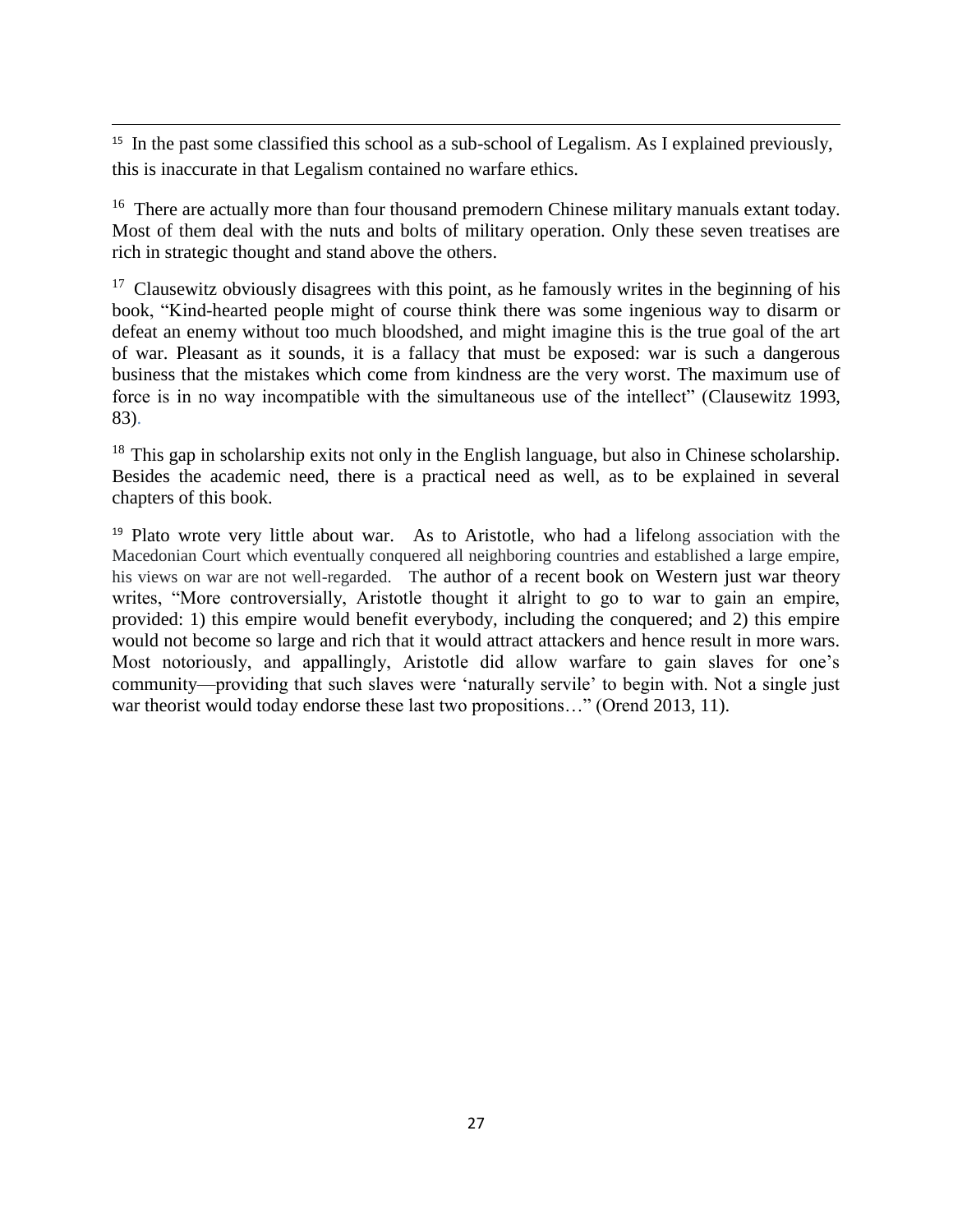[15] In the past some classified this school as a sub-school of Legalism. As I explained previously, this is inaccurate in that Legalism contained no warfare ethics.

[16] There are actually more than four thousand premodern Chinese military manuals extant today. Most of them deal with the nuts and bolts of military operation. Only these seven treatises are rich in strategic thought and stand above the others.

[17] Clausewitz obviously disagrees with this point, as he famously writes in the beginning of his book, "Kind-hearted people might of course think there was some ingenious way to disarm or defeat an enemy without too much bloodshed, and might imagine this is the true goal of the art of war. Pleasant as it sounds, it is a fallacy that must be exposed: war is such a dangerous business that the mistakes which come from kindness are the very worst. The maximum use of force is in no way incompatible with the simultaneous use of the intellect" (Clausewitz 1993, 83).

[18] This gap in scholarship exits not only in the English language, but also in Chinese scholarship. Besides the academic need, there is a practical need as well, as to be explained in several chapters of this book.

[19] Plato wrote very little about war. As to Aristotle, who had a lifelong association with the Macedonian Court which eventually conquered all neighboring countries and established a large empire, his views on war are not well-regarded. The author of a recent book on Western just war theory writes, "More controversially, Aristotle thought it alright to go to war to gain an empire, provided: 1) this empire would benefit everybody, including the conquered; and 2) this empire would not become so large and rich that it would attract attackers and hence result in more wars. Most notoriously, and appallingly, Aristotle did allow warfare to gain slaves for one's community—providing that such slaves were 'naturally servile' to begin with. Not a single just war theorist would today endorse these last two propositions…" (Orend 2013, 11).